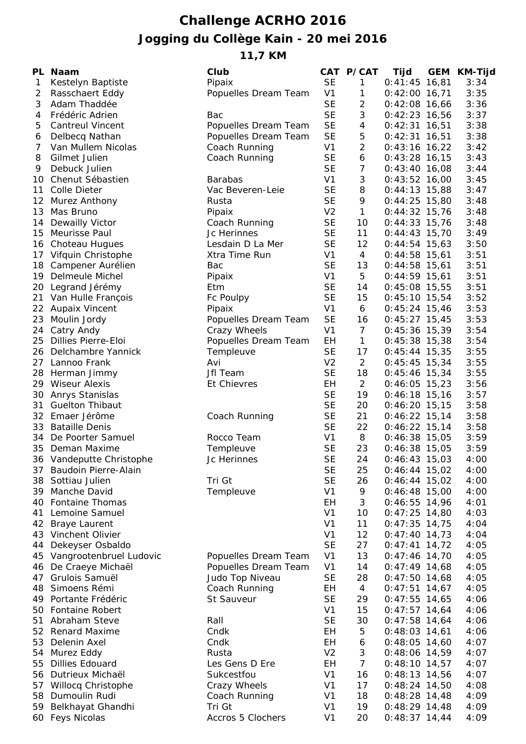# Challenge ACRHO 2016

## Jogging du Collège Kain - 20 mei 2016

### 11,7 KM

| PL | Naam | Club | CAT | P/CAT | Tijd | GEM | KM-Tijd |
|---|---|---|---|---|---|---|---|
| 1 | Kestelyn Baptiste | Pipaix | SE | 1 | 0:41:45 | 16,81 | 3:34 |
| 2 | Rasschaert Eddy | Popuelles Dream Team | V1 | 1 | 0:42:00 | 16,71 | 3:35 |
| 3 | Adam Thaddée | | SE | 2 | 0:42:08 | 16,66 | 3:36 |
| 4 | Frédéric Adrien | Bac | SE | 3 | 0:42:23 | 16,56 | 3:37 |
| 5 | Cantreul Vincent | Popuelles Dream Team | SE | 4 | 0:42:31 | 16,51 | 3:38 |
| 6 | Delbecq Nathan | Popuelles Dream Team | SE | 5 | 0:42:31 | 16,51 | 3:38 |
| 7 | Van Mullem Nicolas | Coach Running | V1 | 2 | 0:43:16 | 16,22 | 3:42 |
| 8 | Gilmet Julien | Coach Running | SE | 6 | 0:43:28 | 16,15 | 3:43 |
| 9 | Debuck Julien | | SE | 7 | 0:43:40 | 16,08 | 3:44 |
| 10 | Chenut Sébastien | Barabas | V1 | 3 | 0:43:52 | 16,00 | 3:45 |
| 11 | Colle Dieter | Vac Beveren-Leie | SE | 8 | 0:44:13 | 15,88 | 3:47 |
| 12 | Murez Anthony | Rusta | SE | 9 | 0:44:25 | 15,80 | 3:48 |
| 13 | Mas Bruno | Pipaix | V2 | 1 | 0:44:32 | 15,76 | 3:48 |
| 14 | Dewailly Victor | Coach Running | SE | 10 | 0:44:33 | 15,76 | 3:48 |
| 15 | Meurisse Paul | Jc Herinnes | SE | 11 | 0:44:43 | 15,70 | 3:49 |
| 16 | Choteau Hugues | Lesdain D La Mer | SE | 12 | 0:44:54 | 15,63 | 3:50 |
| 17 | Vifquin Christophe | Xtra Time Run | V1 | 4 | 0:44:58 | 15,61 | 3:51 |
| 18 | Campener Aurélien | Bac | SE | 13 | 0:44:58 | 15,61 | 3:51 |
| 19 | Delmeule Michel | Pipaix | V1 | 5 | 0:44:59 | 15,61 | 3:51 |
| 20 | Legrand Jérémy | Etm | SE | 14 | 0:45:08 | 15,55 | 3:51 |
| 21 | Van Hulle François | Fc Poulpy | SE | 15 | 0:45:10 | 15,54 | 3:52 |
| 22 | Aupaix Vincent | Pipaix | V1 | 6 | 0:45:24 | 15,46 | 3:53 |
| 23 | Moulin Jordy | Popuelles Dream Team | SE | 16 | 0:45:27 | 15,45 | 3:53 |
| 24 | Catry Andy | Crazy Wheels | V1 | 7 | 0:45:36 | 15,39 | 3:54 |
| 25 | Dillies Pierre-Eloi | Popuelles Dream Team | EH | 1 | 0:45:38 | 15,38 | 3:54 |
| 26 | Delchambre Yannick | Templeuve | SE | 17 | 0:45:44 | 15,35 | 3:55 |
| 27 | Lannoo Frank | Avi | V2 | 2 | 0:45:45 | 15,34 | 3:55 |
| 28 | Herman Jimmy | Jfl Team | SE | 18 | 0:45:46 | 15,34 | 3:55 |
| 29 | Wiseur Alexis | Et Chievres | EH | 2 | 0:46:05 | 15,23 | 3:56 |
| 30 | Anrys Stanislas | | SE | 19 | 0:46:18 | 15,16 | 3:57 |
| 31 | Guelton Thibaut | | SE | 20 | 0:46:20 | 15,15 | 3:58 |
| 32 | Emaer Jérôme | Coach Running | SE | 21 | 0:46:22 | 15,14 | 3:58 |
| 33 | Bataille Denis | | SE | 22 | 0:46:22 | 15,14 | 3:58 |
| 34 | De Poorter Samuel | Rocco Team | V1 | 8 | 0:46:38 | 15,05 | 3:59 |
| 35 | Deman Maxime | Templeuve | SE | 23 | 0:46:38 | 15,05 | 3:59 |
| 36 | Vandeputte Christophe | Jc Herinnes | SE | 24 | 0:46:43 | 15,03 | 4:00 |
| 37 | Baudoin Pierre-Alain | | SE | 25 | 0:46:44 | 15,02 | 4:00 |
| 38 | Sottiau Julien | Tri Gt | SE | 26 | 0:46:44 | 15,02 | 4:00 |
| 39 | Manche David | Templeuve | V1 | 9 | 0:46:48 | 15,00 | 4:00 |
| 40 | Fontaine Thomas | | EH | 3 | 0:46:55 | 14,96 | 4:01 |
| 41 | Lemoine Samuel | | V1 | 10 | 0:47:25 | 14,80 | 4:03 |
| 42 | Braye Laurent | | V1 | 11 | 0:47:35 | 14,75 | 4:04 |
| 43 | Vinchent Olivier | | V1 | 12 | 0:47:40 | 14,73 | 4:04 |
| 44 | Dekeyser Osbaldo | | SE | 27 | 0:47:41 | 14,72 | 4:05 |
| 45 | Vangrootenbruel Ludovic | Popuelles Dream Team | V1 | 13 | 0:47:46 | 14,70 | 4:05 |
| 46 | De Craeye Michaël | Popuelles Dream Team | V1 | 14 | 0:47:49 | 14,68 | 4:05 |
| 47 | Grulois Samuël | Judo Top Niveau | SE | 28 | 0:47:50 | 14,68 | 4:05 |
| 48 | Simoens Rémi | Coach Running | EH | 4 | 0:47:51 | 14,67 | 4:05 |
| 49 | Portante Frédéric | St Sauveur | SE | 29 | 0:47:55 | 14,65 | 4:06 |
| 50 | Fontaine Robert | | V1 | 15 | 0:47:57 | 14,64 | 4:06 |
| 51 | Abraham Steve | Rall | SE | 30 | 0:47:58 | 14,64 | 4:06 |
| 52 | Renard Maxime | Cndk | EH | 5 | 0:48:03 | 14,61 | 4:06 |
| 53 | Delenin Axel | Cndk | EH | 6 | 0:48:05 | 14,60 | 4:07 |
| 54 | Murez Eddy | Rusta | V2 | 3 | 0:48:06 | 14,59 | 4:07 |
| 55 | Dillies Edouard | Les Gens D Ere | EH | 7 | 0:48:10 | 14,57 | 4:07 |
| 56 | Dutrieux Michaël | Sukcestfou | V1 | 16 | 0:48:13 | 14,56 | 4:07 |
| 57 | Willocq Christophe | Crazy Wheels | V1 | 17 | 0:48:24 | 14,50 | 4:08 |
| 58 | Dumoulin Rudi | Coach Running | V1 | 18 | 0:48:28 | 14,48 | 4:09 |
| 59 | Belkhayat Ghandhi | Tri Gt | V1 | 19 | 0:48:29 | 14,48 | 4:09 |
| 60 | Feys Nicolas | Accros 5 Clochers | V1 | 20 | 0:48:37 | 14,44 | 4:09 |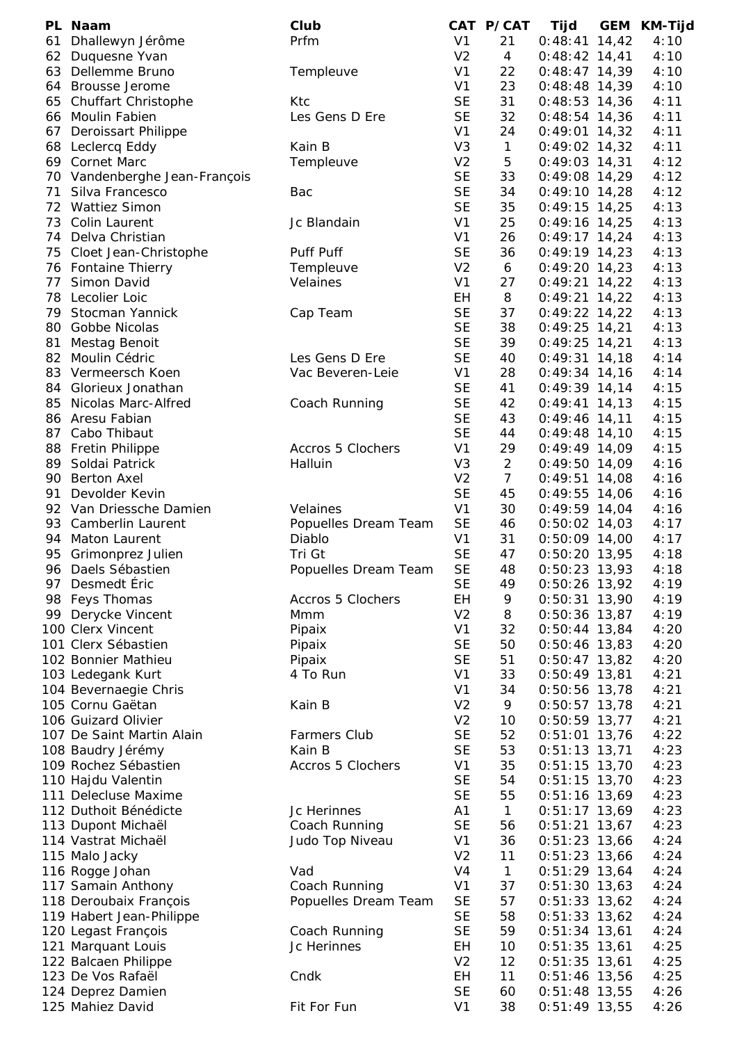| PL | Naam | Club | CAT | P/CAT | Tijd | GEM | KM-Tijd |
|---|---|---|---|---|---|---|---|
| 61 | Dhallewyn Jérôme | Prfm | V1 | 21 | 0:48:41 | 14,42 | 4:10 |
| 62 | Duquesne Yvan | | V2 | 4 | 0:48:42 | 14,41 | 4:10 |
| 63 | Dellemme Bruno | Templeuve | V1 | 22 | 0:48:47 | 14,39 | 4:10 |
| 64 | Brousse Jerome | | V1 | 23 | 0:48:48 | 14,39 | 4:10 |
| 65 | Chuffart Christophe | Ktc | SE | 31 | 0:48:53 | 14,36 | 4:11 |
| 66 | Moulin Fabien | Les Gens D Ere | SE | 32 | 0:48:54 | 14,36 | 4:11 |
| 67 | Deroissart Philippe | | V1 | 24 | 0:49:01 | 14,32 | 4:11 |
| 68 | Leclercq Eddy | Kain B | V3 | 1 | 0:49:02 | 14,32 | 4:11 |
| 69 | Cornet Marc | Templeuve | V2 | 5 | 0:49:03 | 14,31 | 4:12 |
| 70 | Vandenberghe Jean-François | | SE | 33 | 0:49:08 | 14,29 | 4:12 |
| 71 | Silva Francesco | Bac | SE | 34 | 0:49:10 | 14,28 | 4:12 |
| 72 | Wattiez Simon | | SE | 35 | 0:49:15 | 14,25 | 4:13 |
| 73 | Colin Laurent | Jc Blandain | V1 | 25 | 0:49:16 | 14,25 | 4:13 |
| 74 | Delva Christian | | V1 | 26 | 0:49:17 | 14,24 | 4:13 |
| 75 | Cloet Jean-Christophe | Puff Puff | SE | 36 | 0:49:19 | 14,23 | 4:13 |
| 76 | Fontaine Thierry | Templeuve | V2 | 6 | 0:49:20 | 14,23 | 4:13 |
| 77 | Simon David | Velaines | V1 | 27 | 0:49:21 | 14,22 | 4:13 |
| 78 | Lecolier Loic | | EH | 8 | 0:49:21 | 14,22 | 4:13 |
| 79 | Stocman Yannick | Cap Team | SE | 37 | 0:49:22 | 14,22 | 4:13 |
| 80 | Gobbe Nicolas | | SE | 38 | 0:49:25 | 14,21 | 4:13 |
| 81 | Mestag Benoit | | SE | 39 | 0:49:25 | 14,21 | 4:13 |
| 82 | Moulin Cédric | Les Gens D Ere | SE | 40 | 0:49:31 | 14,18 | 4:14 |
| 83 | Vermeersch Koen | Vac Beveren-Leie | V1 | 28 | 0:49:34 | 14,16 | 4:14 |
| 84 | Glorieux Jonathan | | SE | 41 | 0:49:39 | 14,14 | 4:15 |
| 85 | Nicolas Marc-Alfred | Coach Running | SE | 42 | 0:49:41 | 14,13 | 4:15 |
| 86 | Aresu Fabian | | SE | 43 | 0:49:46 | 14,11 | 4:15 |
| 87 | Cabo Thibaut | | SE | 44 | 0:49:48 | 14,10 | 4:15 |
| 88 | Fretin Philippe | Accros 5 Clochers | V1 | 29 | 0:49:49 | 14,09 | 4:15 |
| 89 | Soldai Patrick | Halluin | V3 | 2 | 0:49:50 | 14,09 | 4:16 |
| 90 | Berton Axel | | V2 | 7 | 0:49:51 | 14,08 | 4:16 |
| 91 | Devolder Kevin | | SE | 45 | 0:49:55 | 14,06 | 4:16 |
| 92 | Van Driessche Damien | Velaines | V1 | 30 | 0:49:59 | 14,04 | 4:16 |
| 93 | Camberlin Laurent | Popuelles Dream Team | SE | 46 | 0:50:02 | 14,03 | 4:17 |
| 94 | Maton Laurent | Diablo | V1 | 31 | 0:50:09 | 14,00 | 4:17 |
| 95 | Grimonprez Julien | Tri Gt | SE | 47 | 0:50:20 | 13,95 | 4:18 |
| 96 | Daels Sébastien | Popuelles Dream Team | SE | 48 | 0:50:23 | 13,93 | 4:18 |
| 97 | Desmedt Éric | | SE | 49 | 0:50:26 | 13,92 | 4:19 |
| 98 | Feys Thomas | Accros 5 Clochers | EH | 9 | 0:50:31 | 13,90 | 4:19 |
| 99 | Derycke Vincent | Mmm | V2 | 8 | 0:50:36 | 13,87 | 4:19 |
| 100 | Clerx Vincent | Pipaix | V1 | 32 | 0:50:44 | 13,84 | 4:20 |
| 101 | Clerx Sébastien | Pipaix | SE | 50 | 0:50:46 | 13,83 | 4:20 |
| 102 | Bonnier Mathieu | Pipaix | SE | 51 | 0:50:47 | 13,82 | 4:20 |
| 103 | Ledegank Kurt | 4 To Run | V1 | 33 | 0:50:49 | 13,81 | 4:21 |
| 104 | Bevernaegie Chris | | V1 | 34 | 0:50:56 | 13,78 | 4:21 |
| 105 | Cornu Gaëtan | Kain B | V2 | 9 | 0:50:57 | 13,78 | 4:21 |
| 106 | Guizard Olivier | | V2 | 10 | 0:50:59 | 13,77 | 4:21 |
| 107 | De Saint Martin Alain | Farmers Club | SE | 52 | 0:51:01 | 13,76 | 4:22 |
| 108 | Baudry Jérémy | Kain B | SE | 53 | 0:51:13 | 13,71 | 4:23 |
| 109 | Rochez Sébastien | Accros 5 Clochers | V1 | 35 | 0:51:15 | 13,70 | 4:23 |
| 110 | Hajdu Valentin | | SE | 54 | 0:51:15 | 13,70 | 4:23 |
| 111 | Delecluse Maxime | | SE | 55 | 0:51:16 | 13,69 | 4:23 |
| 112 | Duthoit Bénédicte | Jc Herinnes | A1 | 1 | 0:51:17 | 13,69 | 4:23 |
| 113 | Dupont Michaël | Coach Running | SE | 56 | 0:51:21 | 13,67 | 4:23 |
| 114 | Vastrat Michaël | Judo Top Niveau | V1 | 36 | 0:51:23 | 13,66 | 4:24 |
| 115 | Malo Jacky | | V2 | 11 | 0:51:23 | 13,66 | 4:24 |
| 116 | Rogge Johan | Vad | V4 | 1 | 0:51:29 | 13,64 | 4:24 |
| 117 | Samain Anthony | Coach Running | V1 | 37 | 0:51:30 | 13,63 | 4:24 |
| 118 | Deroubaix François | Popuelles Dream Team | SE | 57 | 0:51:33 | 13,62 | 4:24 |
| 119 | Habert Jean-Philippe | | SE | 58 | 0:51:33 | 13,62 | 4:24 |
| 120 | Legast François | Coach Running | SE | 59 | 0:51:34 | 13,61 | 4:24 |
| 121 | Marquant Louis | Jc Herinnes | EH | 10 | 0:51:35 | 13,61 | 4:25 |
| 122 | Balcaen Philippe | | V2 | 12 | 0:51:35 | 13,61 | 4:25 |
| 123 | De Vos Rafaël | Cndk | EH | 11 | 0:51:46 | 13,56 | 4:25 |
| 124 | Deprez Damien | | SE | 60 | 0:51:48 | 13,55 | 4:26 |
| 125 | Mahiez David | Fit For Fun | V1 | 38 | 0:51:49 | 13,55 | 4:26 |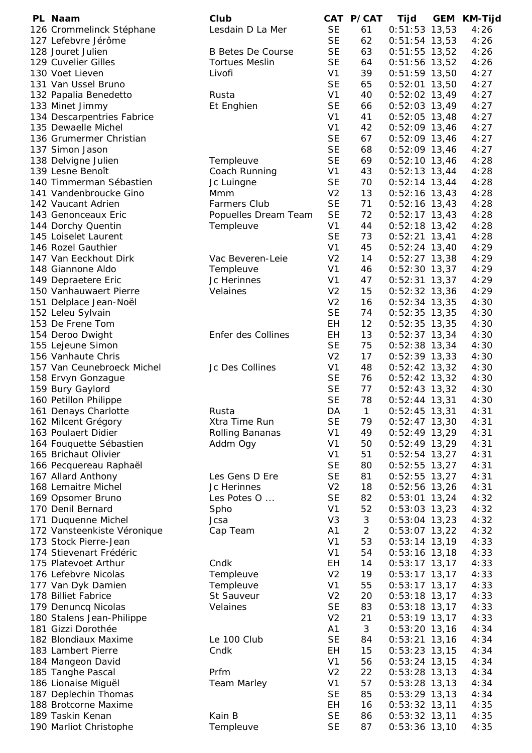| PL | Naam | Club | CAT | P/CAT | Tijd | GEM | KM-Tijd |
|---|---|---|---|---|---|---|---|
| 126 | Crommelinck Stéphane | Lesdain D La Mer | SE | 61 | 0:51:53 | 13,53 | 4:26 |
| 127 | Lefebvre Jérôme | | SE | 62 | 0:51:54 | 13,53 | 4:26 |
| 128 | Jouret Julien | B Betes De Course | SE | 63 | 0:51:55 | 13,52 | 4:26 |
| 129 | Cuvelier Gilles | Tortues Meslin | SE | 64 | 0:51:56 | 13,52 | 4:26 |
| 130 | Voet Lieven | Livofi | V1 | 39 | 0:51:59 | 13,50 | 4:27 |
| 131 | Van Ussel Bruno | | SE | 65 | 0:52:01 | 13,50 | 4:27 |
| 132 | Papalia Benedetto | Rusta | V1 | 40 | 0:52:02 | 13,49 | 4:27 |
| 133 | Minet Jimmy | Et Enghien | SE | 66 | 0:52:03 | 13,49 | 4:27 |
| 134 | Descarpentries Fabrice | | V1 | 41 | 0:52:05 | 13,48 | 4:27 |
| 135 | Dewaelle Michel | | V1 | 42 | 0:52:09 | 13,46 | 4:27 |
| 136 | Grumermer Christian | | SE | 67 | 0:52:09 | 13,46 | 4:27 |
| 137 | Simon Jason | | SE | 68 | 0:52:09 | 13,46 | 4:27 |
| 138 | Delvigne Julien | Templeuve | SE | 69 | 0:52:10 | 13,46 | 4:28 |
| 139 | Lesne Benoît | Coach Running | V1 | 43 | 0:52:13 | 13,44 | 4:28 |
| 140 | Timmerman Sébastien | Jc Luingne | SE | 70 | 0:52:14 | 13,44 | 4:28 |
| 141 | Vandenbroucke Gino | Mmm | V2 | 13 | 0:52:16 | 13,43 | 4:28 |
| 142 | Vaucant Adrien | Farmers Club | SE | 71 | 0:52:16 | 13,43 | 4:28 |
| 143 | Genonceaux Eric | Popuelles Dream Team | SE | 72 | 0:52:17 | 13,43 | 4:28 |
| 144 | Dorchy Quentin | Templeuve | V1 | 44 | 0:52:18 | 13,42 | 4:28 |
| 145 | Loiselet Laurent | | SE | 73 | 0:52:21 | 13,41 | 4:28 |
| 146 | Rozel Gauthier | | V1 | 45 | 0:52:24 | 13,40 | 4:29 |
| 147 | Van Eeckhout Dirk | Vac Beveren-Leie | V2 | 14 | 0:52:27 | 13,38 | 4:29 |
| 148 | Giannone Aldo | Templeuve | V1 | 46 | 0:52:30 | 13,37 | 4:29 |
| 149 | Depraetere Eric | Jc Herinnes | V1 | 47 | 0:52:31 | 13,37 | 4:29 |
| 150 | Vanhauwaert Pierre | Velaines | V2 | 15 | 0:52:32 | 13,36 | 4:29 |
| 151 | Delplace Jean-Noël | | V2 | 16 | 0:52:34 | 13,35 | 4:30 |
| 152 | Leleu Sylvain | | SE | 74 | 0:52:35 | 13,35 | 4:30 |
| 153 | De Frene Tom | | EH | 12 | 0:52:35 | 13,35 | 4:30 |
| 154 | Deroo Dwight | Enfer des Collines | EH | 13 | 0:52:37 | 13,34 | 4:30 |
| 155 | Lejeune Simon | | SE | 75 | 0:52:38 | 13,34 | 4:30 |
| 156 | Vanhaute Chris | | V2 | 17 | 0:52:39 | 13,33 | 4:30 |
| 157 | Van Ceunebroeck Michel | Jc Des Collines | V1 | 48 | 0:52:42 | 13,32 | 4:30 |
| 158 | Ervyn Gonzague | | SE | 76 | 0:52:42 | 13,32 | 4:30 |
| 159 | Bury Gaylord | | SE | 77 | 0:52:43 | 13,32 | 4:30 |
| 160 | Petillon Philippe | | SE | 78 | 0:52:44 | 13,31 | 4:30 |
| 161 | Denays Charlotte | Rusta | DA | 1 | 0:52:45 | 13,31 | 4:31 |
| 162 | Milcent Grégory | Xtra Time Run | SE | 79 | 0:52:47 | 13,30 | 4:31 |
| 163 | Poulaert Didier | Rolling Bananas | V1 | 49 | 0:52:49 | 13,29 | 4:31 |
| 164 | Fouquette Sébastien | Addm Ogy | V1 | 50 | 0:52:49 | 13,29 | 4:31 |
| 165 | Brichaut Olivier | | V1 | 51 | 0:52:54 | 13,27 | 4:31 |
| 166 | Pecquereau Raphaël | | SE | 80 | 0:52:55 | 13,27 | 4:31 |
| 167 | Allard Anthony | Les Gens D Ere | SE | 81 | 0:52:55 | 13,27 | 4:31 |
| 168 | Lemaitre Michel | Jc Herinnes | V2 | 18 | 0:52:56 | 13,26 | 4:31 |
| 169 | Opsomer Bruno | Les Potes O ... | SE | 82 | 0:53:01 | 13,24 | 4:32 |
| 170 | Denil Bernard | Spho | V1 | 52 | 0:53:03 | 13,23 | 4:32 |
| 171 | Duquenne Michel | Jcsa | V3 | 3 | 0:53:04 | 13,23 | 4:32 |
| 172 | Vansteenkiste Véronique | Cap Team | A1 | 2 | 0:53:07 | 13,22 | 4:32 |
| 173 | Stock Pierre-Jean | | V1 | 53 | 0:53:14 | 13,19 | 4:33 |
| 174 | Stievenart Frédéric | | V1 | 54 | 0:53:16 | 13,18 | 4:33 |
| 175 | Platevoet Arthur | Cndk | EH | 14 | 0:53:17 | 13,17 | 4:33 |
| 176 | Lefebvre Nicolas | Templeuve | V2 | 19 | 0:53:17 | 13,17 | 4:33 |
| 177 | Van Dyk Damien | Templeuve | V1 | 55 | 0:53:17 | 13,17 | 4:33 |
| 178 | Billiet Fabrice | St Sauveur | V2 | 20 | 0:53:18 | 13,17 | 4:33 |
| 179 | Denuncq Nicolas | Velaines | SE | 83 | 0:53:18 | 13,17 | 4:33 |
| 180 | Stalens Jean-Philippe | | V2 | 21 | 0:53:19 | 13,17 | 4:33 |
| 181 | Gizzi Dorothée | | A1 | 3 | 0:53:20 | 13,16 | 4:34 |
| 182 | Blondiaux Maxime | Le 100 Club | SE | 84 | 0:53:21 | 13,16 | 4:34 |
| 183 | Lambert Pierre | Cndk | EH | 15 | 0:53:23 | 13,15 | 4:34 |
| 184 | Mangeon David | | V1 | 56 | 0:53:24 | 13,15 | 4:34 |
| 185 | Tanghe Pascal | Prfm | V2 | 22 | 0:53:28 | 13,13 | 4:34 |
| 186 | Lionaise Miguël | Team Marley | V1 | 57 | 0:53:28 | 13,13 | 4:34 |
| 187 | Deplechin Thomas | | SE | 85 | 0:53:29 | 13,13 | 4:34 |
| 188 | Brotcorne Maxime | | EH | 16 | 0:53:32 | 13,11 | 4:35 |
| 189 | Taskin Kenan | Kain B | SE | 86 | 0:53:32 | 13,11 | 4:35 |
| 190 | Marliot Christophe | Templeuve | SE | 87 | 0:53:36 | 13,10 | 4:35 |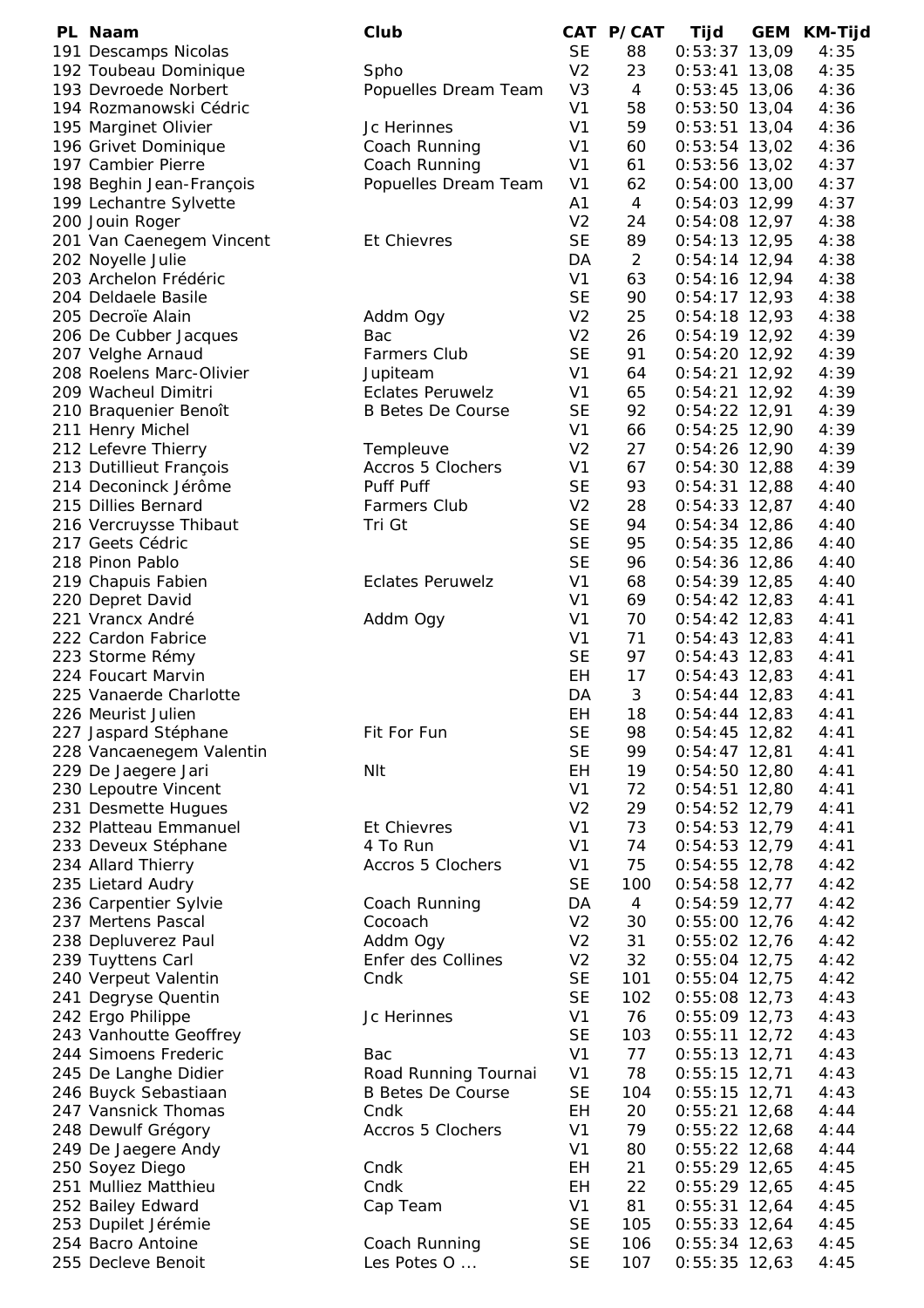| PL | Naam | Club | CAT | P/CAT | Tijd | GEM | KM-Tijd |
|---|---|---|---|---|---|---|---|
| 191 | Descamps Nicolas | | SE | 88 | 0:53:37 | 13,09 | 4:35 |
| 192 | Toubeau Dominique | Spho | V2 | 23 | 0:53:41 | 13,08 | 4:35 |
| 193 | Devroede Norbert | Popuelles Dream Team | V3 | 4 | 0:53:45 | 13,06 | 4:36 |
| 194 | Rozmanowski Cédric | | V1 | 58 | 0:53:50 | 13,04 | 4:36 |
| 195 | Marginet Olivier | Jc Herinnes | V1 | 59 | 0:53:51 | 13,04 | 4:36 |
| 196 | Grivet Dominique | Coach Running | V1 | 60 | 0:53:54 | 13,02 | 4:36 |
| 197 | Cambier Pierre | Coach Running | V1 | 61 | 0:53:56 | 13,02 | 4:37 |
| 198 | Beghin Jean-François | Popuelles Dream Team | V1 | 62 | 0:54:00 | 13,00 | 4:37 |
| 199 | Lechantre Sylvette | | A1 | 4 | 0:54:03 | 12,99 | 4:37 |
| 200 | Jouin Roger | | V2 | 24 | 0:54:08 | 12,97 | 4:38 |
| 201 | Van Caenegem Vincent | Et Chievres | SE | 89 | 0:54:13 | 12,95 | 4:38 |
| 202 | Noyelle Julie | | DA | 2 | 0:54:14 | 12,94 | 4:38 |
| 203 | Archelon Frédéric | | V1 | 63 | 0:54:16 | 12,94 | 4:38 |
| 204 | Deldaele Basile | | SE | 90 | 0:54:17 | 12,93 | 4:38 |
| 205 | Decroïe Alain | Addm Ogy | V2 | 25 | 0:54:18 | 12,93 | 4:38 |
| 206 | De Cubber Jacques | Bac | V2 | 26 | 0:54:19 | 12,92 | 4:39 |
| 207 | Velghe Arnaud | Farmers Club | SE | 91 | 0:54:20 | 12,92 | 4:39 |
| 208 | Roelens Marc-Olivier | Jupiteam | V1 | 64 | 0:54:21 | 12,92 | 4:39 |
| 209 | Wacheul Dimitri | Eclates Peruwelz | V1 | 65 | 0:54:21 | 12,92 | 4:39 |
| 210 | Braquenier Benoît | B Betes De Course | SE | 92 | 0:54:22 | 12,91 | 4:39 |
| 211 | Henry Michel | | V1 | 66 | 0:54:25 | 12,90 | 4:39 |
| 212 | Lefevre Thierry | Templeuve | V2 | 27 | 0:54:26 | 12,90 | 4:39 |
| 213 | Dutillieut François | Accros 5 Clochers | V1 | 67 | 0:54:30 | 12,88 | 4:39 |
| 214 | Deconinck Jérôme | Puff Puff | SE | 93 | 0:54:31 | 12,88 | 4:40 |
| 215 | Dillies Bernard | Farmers Club | V2 | 28 | 0:54:33 | 12,87 | 4:40 |
| 216 | Vercruysse Thibaut | Tri Gt | SE | 94 | 0:54:34 | 12,86 | 4:40 |
| 217 | Geets Cédric | | SE | 95 | 0:54:35 | 12,86 | 4:40 |
| 218 | Pinon Pablo | | SE | 96 | 0:54:36 | 12,86 | 4:40 |
| 219 | Chapuis Fabien | Eclates Peruwelz | V1 | 68 | 0:54:39 | 12,85 | 4:40 |
| 220 | Depret David | | V1 | 69 | 0:54:42 | 12,83 | 4:41 |
| 221 | Vrancx André | Addm Ogy | V1 | 70 | 0:54:42 | 12,83 | 4:41 |
| 222 | Cardon Fabrice | | V1 | 71 | 0:54:43 | 12,83 | 4:41 |
| 223 | Storme Rémy | | SE | 97 | 0:54:43 | 12,83 | 4:41 |
| 224 | Foucart Marvin | | EH | 17 | 0:54:43 | 12,83 | 4:41 |
| 225 | Vanaerde Charlotte | | DA | 3 | 0:54:44 | 12,83 | 4:41 |
| 226 | Meurist Julien | | EH | 18 | 0:54:44 | 12,83 | 4:41 |
| 227 | Jaspard Stéphane | Fit For Fun | SE | 98 | 0:54:45 | 12,82 | 4:41 |
| 228 | Vancaenegem Valentin | | SE | 99 | 0:54:47 | 12,81 | 4:41 |
| 229 | De Jaegere Jari | Nlt | EH | 19 | 0:54:50 | 12,80 | 4:41 |
| 230 | Lepoutre Vincent | | V1 | 72 | 0:54:51 | 12,80 | 4:41 |
| 231 | Desmette Hugues | | V2 | 29 | 0:54:52 | 12,79 | 4:41 |
| 232 | Platteau Emmanuel | Et Chievres | V1 | 73 | 0:54:53 | 12,79 | 4:41 |
| 233 | Deveux Stéphane | 4 To Run | V1 | 74 | 0:54:53 | 12,79 | 4:41 |
| 234 | Allard Thierry | Accros 5 Clochers | V1 | 75 | 0:54:55 | 12,78 | 4:42 |
| 235 | Lietard Audry | | SE | 100 | 0:54:58 | 12,77 | 4:42 |
| 236 | Carpentier Sylvie | Coach Running | DA | 4 | 0:54:59 | 12,77 | 4:42 |
| 237 | Mertens Pascal | Cocoach | V2 | 30 | 0:55:00 | 12,76 | 4:42 |
| 238 | Depluverez Paul | Addm Ogy | V2 | 31 | 0:55:02 | 12,76 | 4:42 |
| 239 | Tuyttens Carl | Enfer des Collines | V2 | 32 | 0:55:04 | 12,75 | 4:42 |
| 240 | Verpeut Valentin | Cndk | SE | 101 | 0:55:04 | 12,75 | 4:42 |
| 241 | Degryse Quentin | | SE | 102 | 0:55:08 | 12,73 | 4:43 |
| 242 | Ergo Philippe | Jc Herinnes | V1 | 76 | 0:55:09 | 12,73 | 4:43 |
| 243 | Vanhoutte Geoffrey | | SE | 103 | 0:55:11 | 12,72 | 4:43 |
| 244 | Simoens Frederic | Bac | V1 | 77 | 0:55:13 | 12,71 | 4:43 |
| 245 | De Langhe Didier | Road Running Tournai | V1 | 78 | 0:55:15 | 12,71 | 4:43 |
| 246 | Buyck Sebastiaan | B Betes De Course | SE | 104 | 0:55:15 | 12,71 | 4:43 |
| 247 | Vansnick Thomas | Cndk | EH | 20 | 0:55:21 | 12,68 | 4:44 |
| 248 | Dewulf Grégory | Accros 5 Clochers | V1 | 79 | 0:55:22 | 12,68 | 4:44 |
| 249 | De Jaegere Andy | | V1 | 80 | 0:55:22 | 12,68 | 4:44 |
| 250 | Soyez Diego | Cndk | EH | 21 | 0:55:29 | 12,65 | 4:45 |
| 251 | Mulliez Matthieu | Cndk | EH | 22 | 0:55:29 | 12,65 | 4:45 |
| 252 | Bailey Edward | Cap Team | V1 | 81 | 0:55:31 | 12,64 | 4:45 |
| 253 | Dupilet Jérémie | | SE | 105 | 0:55:33 | 12,64 | 4:45 |
| 254 | Bacro Antoine | Coach Running | SE | 106 | 0:55:34 | 12,63 | 4:45 |
| 255 | Decleve Benoit | Les Potes O ... | SE | 107 | 0:55:35 | 12,63 | 4:45 |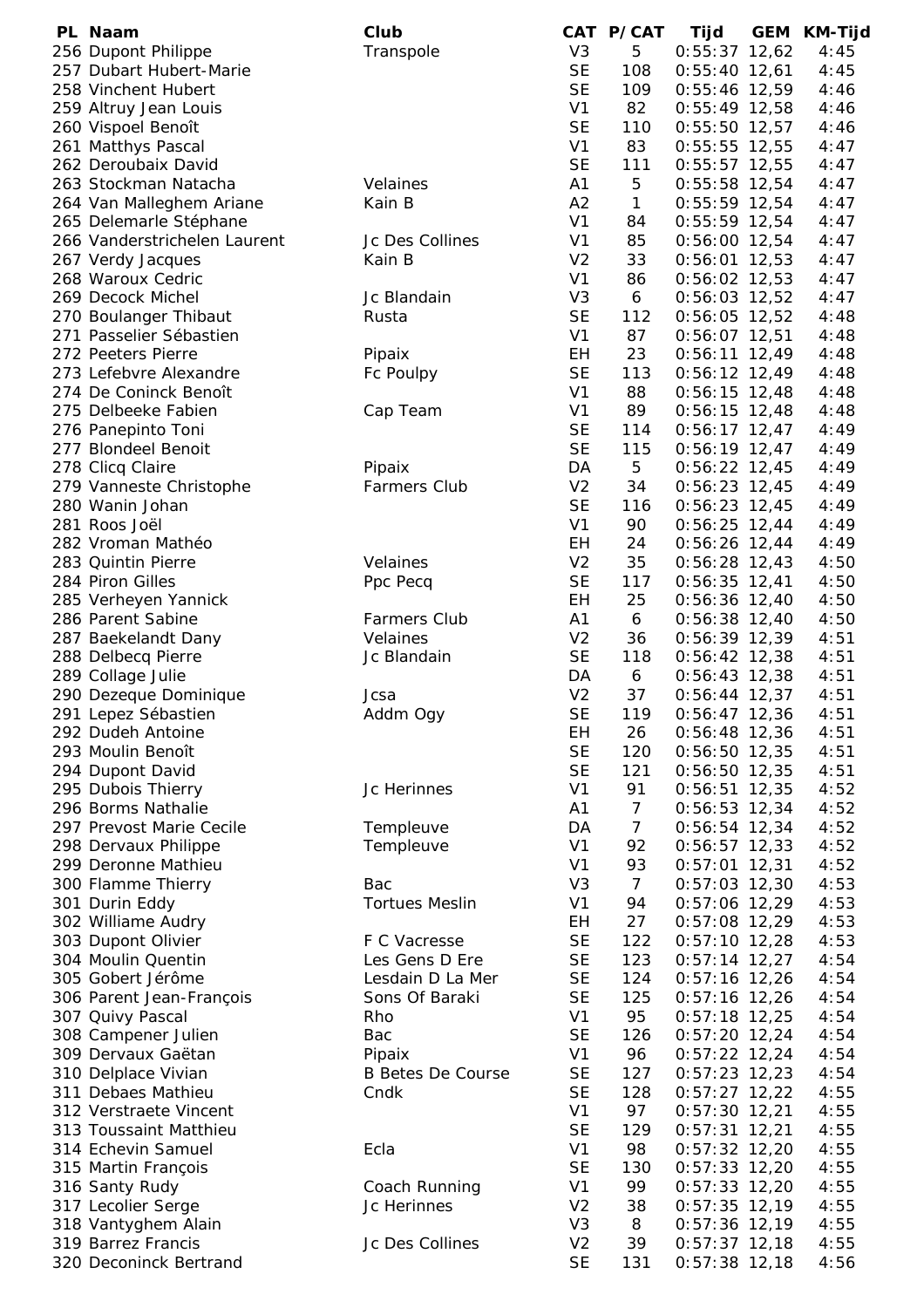| PL | Naam | Club | CAT | P/CAT | Tijd | GEM | KM-Tijd |
|---|---|---|---|---|---|---|---|
| 256 | Dupont Philippe | Transpole | V3 | 5 | 0:55:37 | 12,62 | 4:45 |
| 257 | Dubart Hubert-Marie | | SE | 108 | 0:55:40 | 12,61 | 4:45 |
| 258 | Vinchent Hubert | | SE | 109 | 0:55:46 | 12,59 | 4:46 |
| 259 | Altruy Jean Louis | | V1 | 82 | 0:55:49 | 12,58 | 4:46 |
| 260 | Vispoel Benoît | | SE | 110 | 0:55:50 | 12,57 | 4:46 |
| 261 | Matthys Pascal | | V1 | 83 | 0:55:55 | 12,55 | 4:47 |
| 262 | Deroubaix David | | SE | 111 | 0:55:57 | 12,55 | 4:47 |
| 263 | Stockman Natacha | Velaines | A1 | 5 | 0:55:58 | 12,54 | 4:47 |
| 264 | Van Malleghem Ariane | Kain B | A2 | 1 | 0:55:59 | 12,54 | 4:47 |
| 265 | Delemarle Stéphane | | V1 | 84 | 0:55:59 | 12,54 | 4:47 |
| 266 | Vanderstrichelen Laurent | Jc Des Collines | V1 | 85 | 0:56:00 | 12,54 | 4:47 |
| 267 | Verdy Jacques | Kain B | V2 | 33 | 0:56:01 | 12,53 | 4:47 |
| 268 | Waroux Cedric | | V1 | 86 | 0:56:02 | 12,53 | 4:47 |
| 269 | Decock Michel | Jc Blandain | V3 | 6 | 0:56:03 | 12,52 | 4:47 |
| 270 | Boulanger Thibaut | Rusta | SE | 112 | 0:56:05 | 12,52 | 4:48 |
| 271 | Passelier Sébastien | | V1 | 87 | 0:56:07 | 12,51 | 4:48 |
| 272 | Peeters Pierre | Pipaix | EH | 23 | 0:56:11 | 12,49 | 4:48 |
| 273 | Lefebvre Alexandre | Fc Poulpy | SE | 113 | 0:56:12 | 12,49 | 4:48 |
| 274 | De Coninck Benoît | | V1 | 88 | 0:56:15 | 12,48 | 4:48 |
| 275 | Delbeeke Fabien | Cap Team | V1 | 89 | 0:56:15 | 12,48 | 4:48 |
| 276 | Panepinto Toni | | SE | 114 | 0:56:17 | 12,47 | 4:49 |
| 277 | Blondeel Benoit | | SE | 115 | 0:56:19 | 12,47 | 4:49 |
| 278 | Clicq Claire | Pipaix | DA | 5 | 0:56:22 | 12,45 | 4:49 |
| 279 | Vanneste Christophe | Farmers Club | V2 | 34 | 0:56:23 | 12,45 | 4:49 |
| 280 | Wanin Johan | | SE | 116 | 0:56:23 | 12,45 | 4:49 |
| 281 | Roos Joël | | V1 | 90 | 0:56:25 | 12,44 | 4:49 |
| 282 | Vroman Mathéo | | EH | 24 | 0:56:26 | 12,44 | 4:49 |
| 283 | Quintin Pierre | Velaines | V2 | 35 | 0:56:28 | 12,43 | 4:50 |
| 284 | Piron Gilles | Ppc Pecq | SE | 117 | 0:56:35 | 12,41 | 4:50 |
| 285 | Verheyen Yannick | | EH | 25 | 0:56:36 | 12,40 | 4:50 |
| 286 | Parent Sabine | Farmers Club | A1 | 6 | 0:56:38 | 12,40 | 4:50 |
| 287 | Baekelandt Dany | Velaines | V2 | 36 | 0:56:39 | 12,39 | 4:51 |
| 288 | Delbecq Pierre | Jc Blandain | SE | 118 | 0:56:42 | 12,38 | 4:51 |
| 289 | Collage Julie | | DA | 6 | 0:56:43 | 12,38 | 4:51 |
| 290 | Dezeque Dominique | Jcsa | V2 | 37 | 0:56:44 | 12,37 | 4:51 |
| 291 | Lepez Sébastien | Addm Ogy | SE | 119 | 0:56:47 | 12,36 | 4:51 |
| 292 | Dudeh Antoine | | EH | 26 | 0:56:48 | 12,36 | 4:51 |
| 293 | Moulin Benoît | | SE | 120 | 0:56:50 | 12,35 | 4:51 |
| 294 | Dupont David | | SE | 121 | 0:56:50 | 12,35 | 4:51 |
| 295 | Dubois Thierry | Jc Herinnes | V1 | 91 | 0:56:51 | 12,35 | 4:52 |
| 296 | Borms Nathalie | | A1 | 7 | 0:56:53 | 12,34 | 4:52 |
| 297 | Prevost Marie Cecile | Templeuve | DA | 7 | 0:56:54 | 12,34 | 4:52 |
| 298 | Dervaux Philippe | Templeuve | V1 | 92 | 0:56:57 | 12,33 | 4:52 |
| 299 | Deronne Mathieu | | V1 | 93 | 0:57:01 | 12,31 | 4:52 |
| 300 | Flamme Thierry | Bac | V3 | 7 | 0:57:03 | 12,30 | 4:53 |
| 301 | Durin Eddy | Tortues Meslin | V1 | 94 | 0:57:06 | 12,29 | 4:53 |
| 302 | Williame Audry | | EH | 27 | 0:57:08 | 12,29 | 4:53 |
| 303 | Dupont Olivier | F C Vacresse | SE | 122 | 0:57:10 | 12,28 | 4:53 |
| 304 | Moulin Quentin | Les Gens D Ere | SE | 123 | 0:57:14 | 12,27 | 4:54 |
| 305 | Gobert Jérôme | Lesdain D La Mer | SE | 124 | 0:57:16 | 12,26 | 4:54 |
| 306 | Parent Jean-François | Sons Of Baraki | SE | 125 | 0:57:16 | 12,26 | 4:54 |
| 307 | Quivy Pascal | Rho | V1 | 95 | 0:57:18 | 12,25 | 4:54 |
| 308 | Campener Julien | Bac | SE | 126 | 0:57:20 | 12,24 | 4:54 |
| 309 | Dervaux Gaëtan | Pipaix | V1 | 96 | 0:57:22 | 12,24 | 4:54 |
| 310 | Delplace Vivian | B Betes De Course | SE | 127 | 0:57:23 | 12,23 | 4:54 |
| 311 | Debaes Mathieu | Cndk | SE | 128 | 0:57:27 | 12,22 | 4:55 |
| 312 | Verstraete Vincent | | V1 | 97 | 0:57:30 | 12,21 | 4:55 |
| 313 | Toussaint Matthieu | | SE | 129 | 0:57:31 | 12,21 | 4:55 |
| 314 | Echevin Samuel | Ecla | V1 | 98 | 0:57:32 | 12,20 | 4:55 |
| 315 | Martin François | | SE | 130 | 0:57:33 | 12,20 | 4:55 |
| 316 | Santy Rudy | Coach Running | V1 | 99 | 0:57:33 | 12,20 | 4:55 |
| 317 | Lecolier Serge | Jc Herinnes | V2 | 38 | 0:57:35 | 12,19 | 4:55 |
| 318 | Vantyghem Alain | | V3 | 8 | 0:57:36 | 12,19 | 4:55 |
| 319 | Barrez Francis | Jc Des Collines | V2 | 39 | 0:57:37 | 12,18 | 4:55 |
| 320 | Deconinck Bertrand | | SE | 131 | 0:57:38 | 12,18 | 4:56 |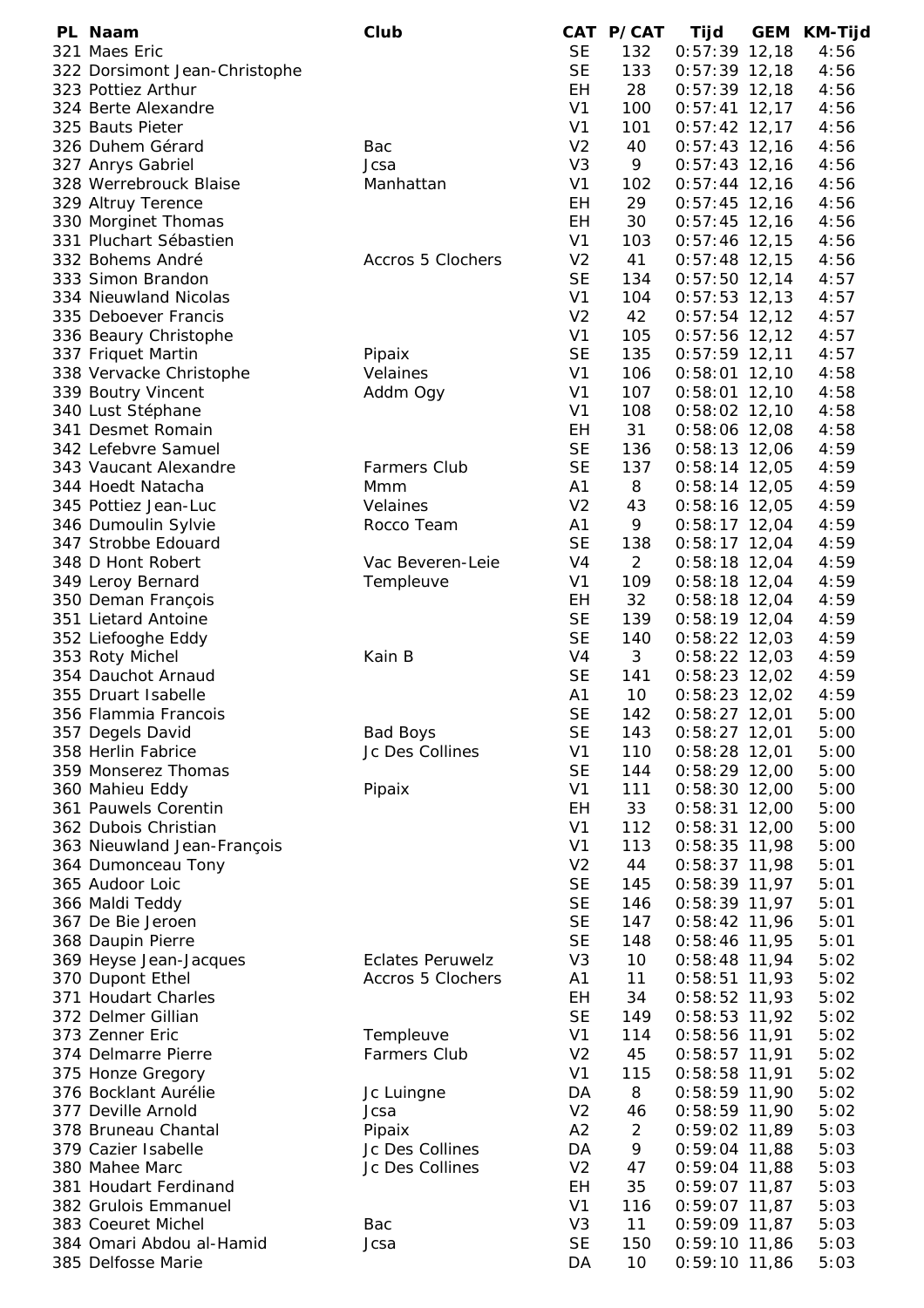| PL | Naam | Club | CAT | P/CAT | Tijd | GEM | KM-Tijd |
|---|---|---|---|---|---|---|---|
| 321 | Maes Eric | | SE | 132 | 0:57:39 | 12,18 | 4:56 |
| 322 | Dorsimont Jean-Christophe | | SE | 133 | 0:57:39 | 12,18 | 4:56 |
| 323 | Pottiez Arthur | | EH | 28 | 0:57:39 | 12,18 | 4:56 |
| 324 | Berte Alexandre | | V1 | 100 | 0:57:41 | 12,17 | 4:56 |
| 325 | Bauts Pieter | | V1 | 101 | 0:57:42 | 12,17 | 4:56 |
| 326 | Duhem Gérard | Bac | V2 | 40 | 0:57:43 | 12,16 | 4:56 |
| 327 | Anrys Gabriel | Jcsa | V3 | 9 | 0:57:43 | 12,16 | 4:56 |
| 328 | Werrebrouck Blaise | Manhattan | V1 | 102 | 0:57:44 | 12,16 | 4:56 |
| 329 | Altruy Terence | | EH | 29 | 0:57:45 | 12,16 | 4:56 |
| 330 | Morginet Thomas | | EH | 30 | 0:57:45 | 12,16 | 4:56 |
| 331 | Pluchart Sébastien | | V1 | 103 | 0:57:46 | 12,15 | 4:56 |
| 332 | Bohems André | Accros 5 Clochers | V2 | 41 | 0:57:48 | 12,15 | 4:56 |
| 333 | Simon Brandon | | SE | 134 | 0:57:50 | 12,14 | 4:57 |
| 334 | Nieuwland Nicolas | | V1 | 104 | 0:57:53 | 12,13 | 4:57 |
| 335 | Deboever Francis | | V2 | 42 | 0:57:54 | 12,12 | 4:57 |
| 336 | Beaury Christophe | | V1 | 105 | 0:57:56 | 12,12 | 4:57 |
| 337 | Friquet Martin | Pipaix | SE | 135 | 0:57:59 | 12,11 | 4:57 |
| 338 | Vervacke Christophe | Velaines | V1 | 106 | 0:58:01 | 12,10 | 4:58 |
| 339 | Boutry Vincent | Addm Ogy | V1 | 107 | 0:58:01 | 12,10 | 4:58 |
| 340 | Lust Stéphane | | V1 | 108 | 0:58:02 | 12,10 | 4:58 |
| 341 | Desmet Romain | | EH | 31 | 0:58:06 | 12,08 | 4:58 |
| 342 | Lefebvre Samuel | | SE | 136 | 0:58:13 | 12,06 | 4:59 |
| 343 | Vaucant Alexandre | Farmers Club | SE | 137 | 0:58:14 | 12,05 | 4:59 |
| 344 | Hoedt Natacha | Mmm | A1 | 8 | 0:58:14 | 12,05 | 4:59 |
| 345 | Pottiez Jean-Luc | Velaines | V2 | 43 | 0:58:16 | 12,05 | 4:59 |
| 346 | Dumoulin Sylvie | Rocco Team | A1 | 9 | 0:58:17 | 12,04 | 4:59 |
| 347 | Strobbe Edouard | | SE | 138 | 0:58:17 | 12,04 | 4:59 |
| 348 | D Hont Robert | Vac Beveren-Leie | V4 | 2 | 0:58:18 | 12,04 | 4:59 |
| 349 | Leroy Bernard | Templeuve | V1 | 109 | 0:58:18 | 12,04 | 4:59 |
| 350 | Deman François | | EH | 32 | 0:58:18 | 12,04 | 4:59 |
| 351 | Lietard Antoine | | SE | 139 | 0:58:19 | 12,04 | 4:59 |
| 352 | Liefooghe Eddy | | SE | 140 | 0:58:22 | 12,03 | 4:59 |
| 353 | Roty Michel | Kain B | V4 | 3 | 0:58:22 | 12,03 | 4:59 |
| 354 | Dauchot Arnaud | | SE | 141 | 0:58:23 | 12,02 | 4:59 |
| 355 | Druart Isabelle | | A1 | 10 | 0:58:23 | 12,02 | 4:59 |
| 356 | Flammia Francois | | SE | 142 | 0:58:27 | 12,01 | 5:00 |
| 357 | Degels David | Bad Boys | SE | 143 | 0:58:27 | 12,01 | 5:00 |
| 358 | Herlin Fabrice | Jc Des Collines | V1 | 110 | 0:58:28 | 12,01 | 5:00 |
| 359 | Monserez Thomas | | SE | 144 | 0:58:29 | 12,00 | 5:00 |
| 360 | Mahieu Eddy | Pipaix | V1 | 111 | 0:58:30 | 12,00 | 5:00 |
| 361 | Pauwels Corentin | | EH | 33 | 0:58:31 | 12,00 | 5:00 |
| 362 | Dubois Christian | | V1 | 112 | 0:58:31 | 12,00 | 5:00 |
| 363 | Nieuwland Jean-François | | V1 | 113 | 0:58:35 | 11,98 | 5:00 |
| 364 | Dumonceau Tony | | V2 | 44 | 0:58:37 | 11,98 | 5:01 |
| 365 | Audoor Loic | | SE | 145 | 0:58:39 | 11,97 | 5:01 |
| 366 | Maldi Teddy | | SE | 146 | 0:58:39 | 11,97 | 5:01 |
| 367 | De Bie Jeroen | | SE | 147 | 0:58:42 | 11,96 | 5:01 |
| 368 | Daupin Pierre | | SE | 148 | 0:58:46 | 11,95 | 5:01 |
| 369 | Heyse Jean-Jacques | Eclates Peruwelz | V3 | 10 | 0:58:48 | 11,94 | 5:02 |
| 370 | Dupont Ethel | Accros 5 Clochers | A1 | 11 | 0:58:51 | 11,93 | 5:02 |
| 371 | Houdart Charles | | EH | 34 | 0:58:52 | 11,93 | 5:02 |
| 372 | Delmer Gillian | | SE | 149 | 0:58:53 | 11,92 | 5:02 |
| 373 | Zenner Eric | Templeuve | V1 | 114 | 0:58:56 | 11,91 | 5:02 |
| 374 | Delmarre Pierre | Farmers Club | V2 | 45 | 0:58:57 | 11,91 | 5:02 |
| 375 | Honze Gregory | | V1 | 115 | 0:58:58 | 11,91 | 5:02 |
| 376 | Bocklant Aurélie | Jc Luingne | DA | 8 | 0:58:59 | 11,90 | 5:02 |
| 377 | Deville Arnold | Jcsa | V2 | 46 | 0:58:59 | 11,90 | 5:02 |
| 378 | Bruneau Chantal | Pipaix | A2 | 2 | 0:59:02 | 11,89 | 5:03 |
| 379 | Cazier Isabelle | Jc Des Collines | DA | 9 | 0:59:04 | 11,88 | 5:03 |
| 380 | Mahee Marc | Jc Des Collines | V2 | 47 | 0:59:04 | 11,88 | 5:03 |
| 381 | Houdart Ferdinand | | EH | 35 | 0:59:07 | 11,87 | 5:03 |
| 382 | Grulois Emmanuel | | V1 | 116 | 0:59:07 | 11,87 | 5:03 |
| 383 | Coeuret Michel | Bac | V3 | 11 | 0:59:09 | 11,87 | 5:03 |
| 384 | Omari Abdou al-Hamid | Jcsa | SE | 150 | 0:59:10 | 11,86 | 5:03 |
| 385 | Delfosse Marie | | DA | 10 | 0:59:10 | 11,86 | 5:03 |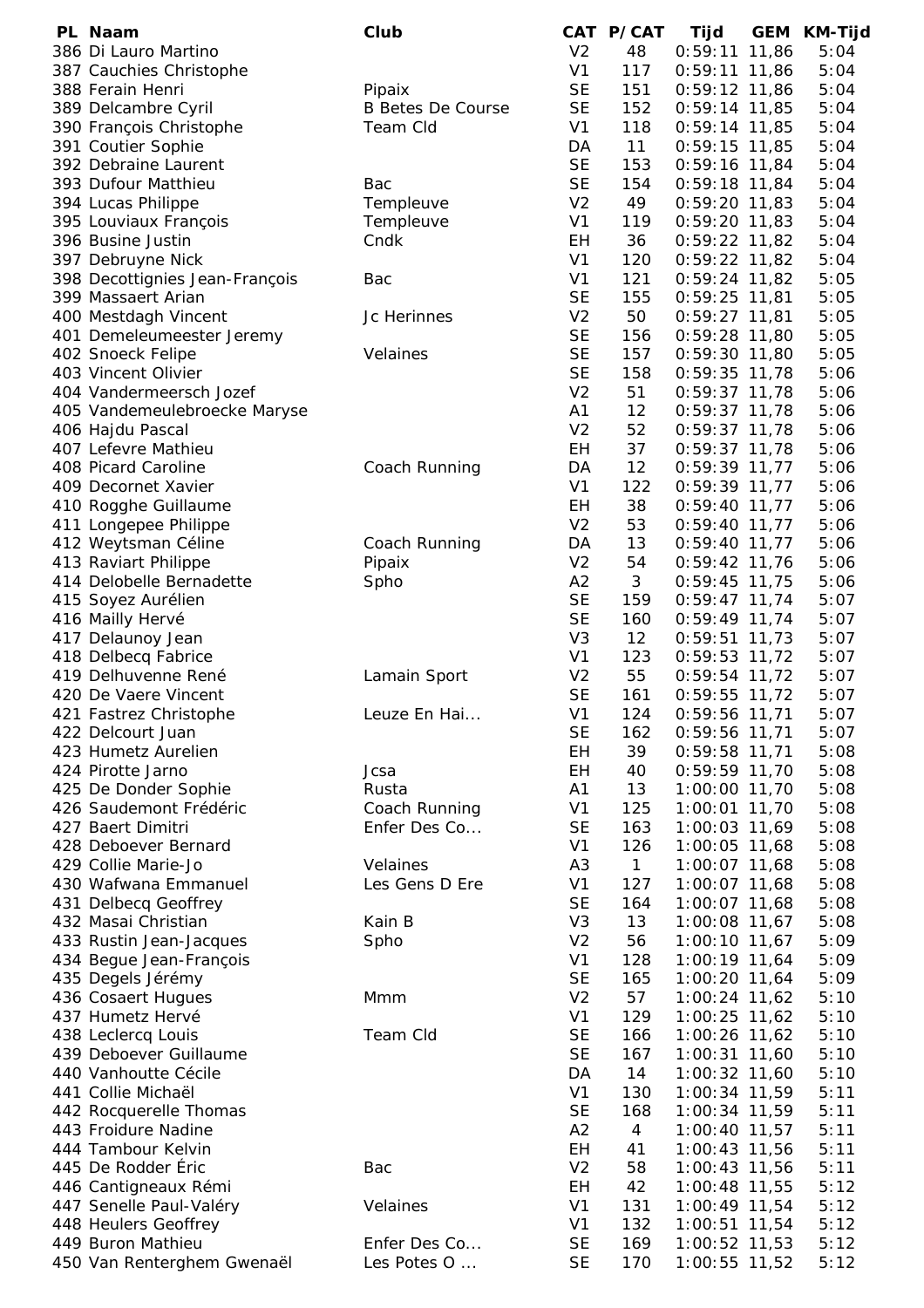| PL | Naam | Club | CAT | P/CAT | Tijd | GEM | KM-Tijd |
|---|---|---|---|---|---|---|---|
| 386 | Di Lauro Martino | | V2 | 48 | 0:59:11 | 11,86 | 5:04 |
| 387 | Cauchies Christophe | | V1 | 117 | 0:59:11 | 11,86 | 5:04 |
| 388 | Ferain Henri | Pipaix | SE | 151 | 0:59:12 | 11,86 | 5:04 |
| 389 | Delcambre Cyril | B Betes De Course | SE | 152 | 0:59:14 | 11,85 | 5:04 |
| 390 | François Christophe | Team Cld | V1 | 118 | 0:59:14 | 11,85 | 5:04 |
| 391 | Coutier Sophie | | DA | 11 | 0:59:15 | 11,85 | 5:04 |
| 392 | Debraine Laurent | | SE | 153 | 0:59:16 | 11,84 | 5:04 |
| 393 | Dufour Matthieu | Bac | SE | 154 | 0:59:18 | 11,84 | 5:04 |
| 394 | Lucas Philippe | Templeuve | V2 | 49 | 0:59:20 | 11,83 | 5:04 |
| 395 | Louviaux François | Templeuve | V1 | 119 | 0:59:20 | 11,83 | 5:04 |
| 396 | Busine Justin | Cndk | EH | 36 | 0:59:22 | 11,82 | 5:04 |
| 397 | Debruyne Nick | | V1 | 120 | 0:59:22 | 11,82 | 5:04 |
| 398 | Decottignies Jean-François | Bac | V1 | 121 | 0:59:24 | 11,82 | 5:05 |
| 399 | Massaert Arian | | SE | 155 | 0:59:25 | 11,81 | 5:05 |
| 400 | Mestdagh Vincent | Jc Herinnes | V2 | 50 | 0:59:27 | 11,81 | 5:05 |
| 401 | Demeleumeester Jeremy | | SE | 156 | 0:59:28 | 11,80 | 5:05 |
| 402 | Snoeck Felipe | Velaines | SE | 157 | 0:59:30 | 11,80 | 5:05 |
| 403 | Vincent Olivier | | SE | 158 | 0:59:35 | 11,78 | 5:06 |
| 404 | Vandermeersch Jozef | | V2 | 51 | 0:59:37 | 11,78 | 5:06 |
| 405 | Vandemeulebroecke Maryse | | A1 | 12 | 0:59:37 | 11,78 | 5:06 |
| 406 | Hajdu Pascal | | V2 | 52 | 0:59:37 | 11,78 | 5:06 |
| 407 | Lefevre Mathieu | | EH | 37 | 0:59:37 | 11,78 | 5:06 |
| 408 | Picard Caroline | Coach Running | DA | 12 | 0:59:39 | 11,77 | 5:06 |
| 409 | Decornet Xavier | | V1 | 122 | 0:59:39 | 11,77 | 5:06 |
| 410 | Rogghe Guillaume | | EH | 38 | 0:59:40 | 11,77 | 5:06 |
| 411 | Longepee Philippe | | V2 | 53 | 0:59:40 | 11,77 | 5:06 |
| 412 | Weytsman Céline | Coach Running | DA | 13 | 0:59:40 | 11,77 | 5:06 |
| 413 | Raviart Philippe | Pipaix | V2 | 54 | 0:59:42 | 11,76 | 5:06 |
| 414 | Delobelle Bernadette | Spho | A2 | 3 | 0:59:45 | 11,75 | 5:06 |
| 415 | Soyez Aurélien | | SE | 159 | 0:59:47 | 11,74 | 5:07 |
| 416 | Mailly Hervé | | SE | 160 | 0:59:49 | 11,74 | 5:07 |
| 417 | Delaunoy Jean | | V3 | 12 | 0:59:51 | 11,73 | 5:07 |
| 418 | Delbecq Fabrice | | V1 | 123 | 0:59:53 | 11,72 | 5:07 |
| 419 | Delhuvenne René | Lamain Sport | V2 | 55 | 0:59:54 | 11,72 | 5:07 |
| 420 | De Vaere Vincent | | SE | 161 | 0:59:55 | 11,72 | 5:07 |
| 421 | Fastrez Christophe | Leuze En Hai... | V1 | 124 | 0:59:56 | 11,71 | 5:07 |
| 422 | Delcourt Juan | | SE | 162 | 0:59:56 | 11,71 | 5:07 |
| 423 | Humetz Aurelien | | EH | 39 | 0:59:58 | 11,71 | 5:08 |
| 424 | Pirotte Jarno | Jcsa | EH | 40 | 0:59:59 | 11,70 | 5:08 |
| 425 | De Donder Sophie | Rusta | A1 | 13 | 1:00:00 | 11,70 | 5:08 |
| 426 | Saudemont Frédéric | Coach Running | V1 | 125 | 1:00:01 | 11,70 | 5:08 |
| 427 | Baert Dimitri | Enfer Des Co... | SE | 163 | 1:00:03 | 11,69 | 5:08 |
| 428 | Deboever Bernard | | V1 | 126 | 1:00:05 | 11,68 | 5:08 |
| 429 | Collie Marie-Jo | Velaines | A3 | 1 | 1:00:07 | 11,68 | 5:08 |
| 430 | Wafwana Emmanuel | Les Gens D Ere | V1 | 127 | 1:00:07 | 11,68 | 5:08 |
| 431 | Delbecq Geoffrey | | SE | 164 | 1:00:07 | 11,68 | 5:08 |
| 432 | Masai Christian | Kain B | V3 | 13 | 1:00:08 | 11,67 | 5:08 |
| 433 | Rustin Jean-Jacques | Spho | V2 | 56 | 1:00:10 | 11,67 | 5:09 |
| 434 | Begue Jean-François | | V1 | 128 | 1:00:19 | 11,64 | 5:09 |
| 435 | Degels Jérémy | | SE | 165 | 1:00:20 | 11,64 | 5:09 |
| 436 | Cosaert Hugues | Mmm | V2 | 57 | 1:00:24 | 11,62 | 5:10 |
| 437 | Humetz Hervé | | V1 | 129 | 1:00:25 | 11,62 | 5:10 |
| 438 | Leclercq Louis | Team Cld | SE | 166 | 1:00:26 | 11,62 | 5:10 |
| 439 | Deboever Guillaume | | SE | 167 | 1:00:31 | 11,60 | 5:10 |
| 440 | Vanhoutte Cécile | | DA | 14 | 1:00:32 | 11,60 | 5:10 |
| 441 | Collie Michaël | | V1 | 130 | 1:00:34 | 11,59 | 5:11 |
| 442 | Rocquerelle Thomas | | SE | 168 | 1:00:34 | 11,59 | 5:11 |
| 443 | Froidure Nadine | | A2 | 4 | 1:00:40 | 11,57 | 5:11 |
| 444 | Tambour Kelvin | | EH | 41 | 1:00:43 | 11,56 | 5:11 |
| 445 | De Rodder Éric | Bac | V2 | 58 | 1:00:43 | 11,56 | 5:11 |
| 446 | Cantigneaux Rémi | | EH | 42 | 1:00:48 | 11,55 | 5:12 |
| 447 | Senelle Paul-Valéry | Velaines | V1 | 131 | 1:00:49 | 11,54 | 5:12 |
| 448 | Heulers Geoffrey | | V1 | 132 | 1:00:51 | 11,54 | 5:12 |
| 449 | Buron Mathieu | Enfer Des Co... | SE | 169 | 1:00:52 | 11,53 | 5:12 |
| 450 | Van Renterghem Gwenaël | Les Potes O ... | SE | 170 | 1:00:55 | 11,52 | 5:12 |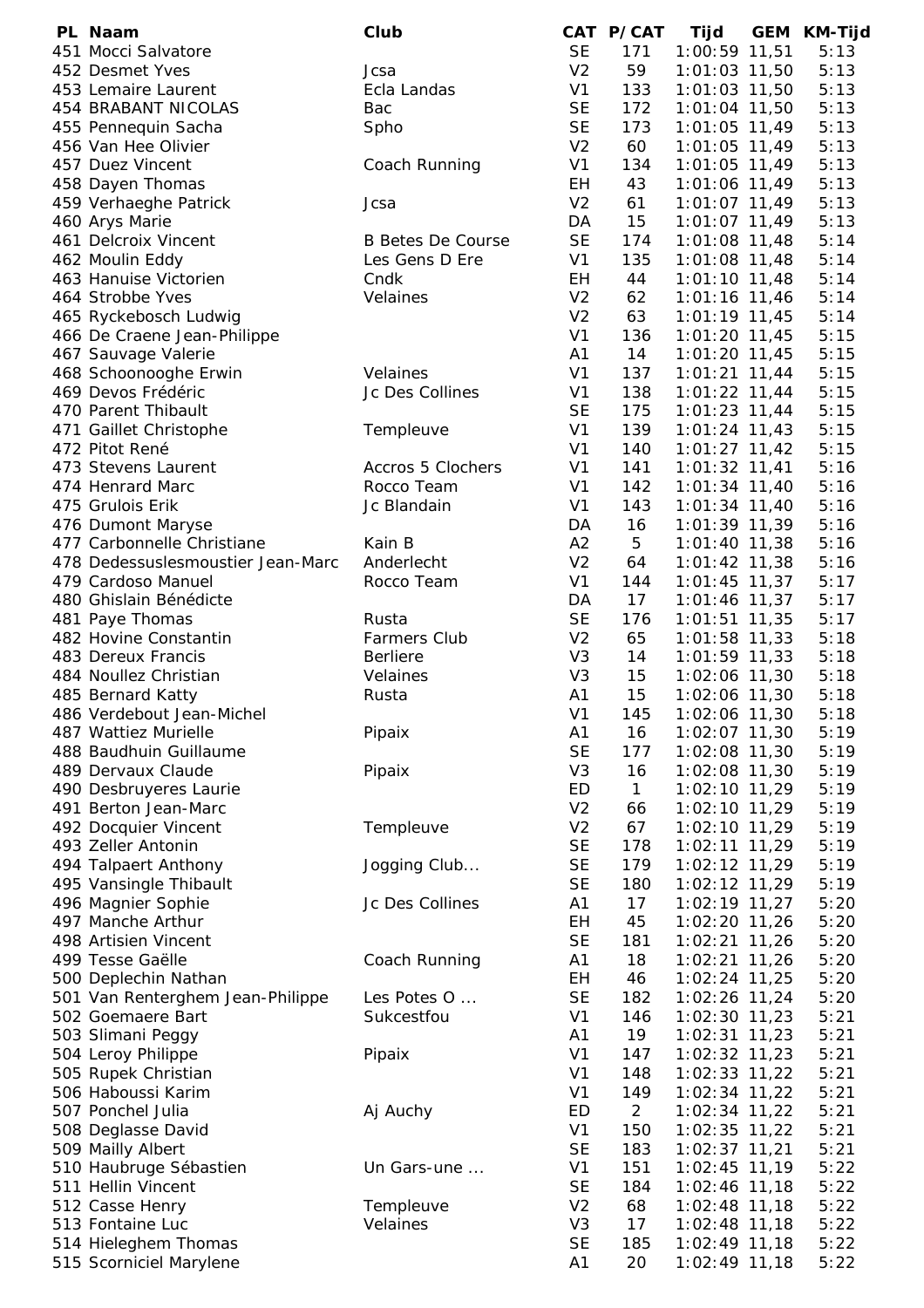| PL | Naam | Club | CAT | P/CAT | Tijd | GEM | KM-Tijd |
|---|---|---|---|---|---|---|---|
| 451 | Mocci Salvatore | | SE | 171 | 1:00:59 | 11,51 | 5:13 |
| 452 | Desmet Yves | Jcsa | V2 | 59 | 1:01:03 | 11,50 | 5:13 |
| 453 | Lemaire Laurent | Ecla Landas | V1 | 133 | 1:01:03 | 11,50 | 5:13 |
| 454 | BRABANT NICOLAS | Bac | SE | 172 | 1:01:04 | 11,50 | 5:13 |
| 455 | Pennequin Sacha | Spho | SE | 173 | 1:01:05 | 11,49 | 5:13 |
| 456 | Van Hee Olivier | | V2 | 60 | 1:01:05 | 11,49 | 5:13 |
| 457 | Duez Vincent | Coach Running | V1 | 134 | 1:01:05 | 11,49 | 5:13 |
| 458 | Dayen Thomas | | EH | 43 | 1:01:06 | 11,49 | 5:13 |
| 459 | Verhaeghe Patrick | Jcsa | V2 | 61 | 1:01:07 | 11,49 | 5:13 |
| 460 | Arys Marie | | DA | 15 | 1:01:07 | 11,49 | 5:13 |
| 461 | Delcroix Vincent | B Betes De Course | SE | 174 | 1:01:08 | 11,48 | 5:14 |
| 462 | Moulin Eddy | Les Gens D Ere | V1 | 135 | 1:01:08 | 11,48 | 5:14 |
| 463 | Hanuise Victorien | Cndk | EH | 44 | 1:01:10 | 11,48 | 5:14 |
| 464 | Strobbe Yves | Velaines | V2 | 62 | 1:01:16 | 11,46 | 5:14 |
| 465 | Ryckebosch Ludwig | | V2 | 63 | 1:01:19 | 11,45 | 5:14 |
| 466 | De Craene Jean-Philippe | | V1 | 136 | 1:01:20 | 11,45 | 5:15 |
| 467 | Sauvage Valerie | | A1 | 14 | 1:01:20 | 11,45 | 5:15 |
| 468 | Schoonooghe Erwin | Velaines | V1 | 137 | 1:01:21 | 11,44 | 5:15 |
| 469 | Devos Frédéric | Jc Des Collines | V1 | 138 | 1:01:22 | 11,44 | 5:15 |
| 470 | Parent Thibault | | SE | 175 | 1:01:23 | 11,44 | 5:15 |
| 471 | Gaillet Christophe | Templeuve | V1 | 139 | 1:01:24 | 11,43 | 5:15 |
| 472 | Pitot René | | V1 | 140 | 1:01:27 | 11,42 | 5:15 |
| 473 | Stevens Laurent | Accros 5 Clochers | V1 | 141 | 1:01:32 | 11,41 | 5:16 |
| 474 | Henrard Marc | Rocco Team | V1 | 142 | 1:01:34 | 11,40 | 5:16 |
| 475 | Grulois Erik | Jc Blandain | V1 | 143 | 1:01:34 | 11,40 | 5:16 |
| 476 | Dumont Maryse | | DA | 16 | 1:01:39 | 11,39 | 5:16 |
| 477 | Carbonnelle Christiane | Kain B | A2 | 5 | 1:01:40 | 11,38 | 5:16 |
| 478 | Dedessuslesmoustier Jean-Marc | Anderlecht | V2 | 64 | 1:01:42 | 11,38 | 5:16 |
| 479 | Cardoso Manuel | Rocco Team | V1 | 144 | 1:01:45 | 11,37 | 5:17 |
| 480 | Ghislain Bénédicte | | DA | 17 | 1:01:46 | 11,37 | 5:17 |
| 481 | Paye Thomas | Rusta | SE | 176 | 1:01:51 | 11,35 | 5:17 |
| 482 | Hovine Constantin | Farmers Club | V2 | 65 | 1:01:58 | 11,33 | 5:18 |
| 483 | Dereux Francis | Berliere | V3 | 14 | 1:01:59 | 11,33 | 5:18 |
| 484 | Noullez Christian | Velaines | V3 | 15 | 1:02:06 | 11,30 | 5:18 |
| 485 | Bernard Katty | Rusta | A1 | 15 | 1:02:06 | 11,30 | 5:18 |
| 486 | Verdebout Jean-Michel | | V1 | 145 | 1:02:06 | 11,30 | 5:18 |
| 487 | Wattiez Murielle | Pipaix | A1 | 16 | 1:02:07 | 11,30 | 5:19 |
| 488 | Baudhuin Guillaume | | SE | 177 | 1:02:08 | 11,30 | 5:19 |
| 489 | Dervaux Claude | Pipaix | V3 | 16 | 1:02:08 | 11,30 | 5:19 |
| 490 | Desbruyeres Laurie | | ED | 1 | 1:02:10 | 11,29 | 5:19 |
| 491 | Berton Jean-Marc | | V2 | 66 | 1:02:10 | 11,29 | 5:19 |
| 492 | Docquier Vincent | Templeuve | V2 | 67 | 1:02:10 | 11,29 | 5:19 |
| 493 | Zeller Antonin | | SE | 178 | 1:02:11 | 11,29 | 5:19 |
| 494 | Talpaert Anthony | Jogging Club... | SE | 179 | 1:02:12 | 11,29 | 5:19 |
| 495 | Vansingle Thibault | | SE | 180 | 1:02:12 | 11,29 | 5:19 |
| 496 | Magnier Sophie | Jc Des Collines | A1 | 17 | 1:02:19 | 11,27 | 5:20 |
| 497 | Manche Arthur | | EH | 45 | 1:02:20 | 11,26 | 5:20 |
| 498 | Artisien Vincent | | SE | 181 | 1:02:21 | 11,26 | 5:20 |
| 499 | Tesse Gaëlle | Coach Running | A1 | 18 | 1:02:21 | 11,26 | 5:20 |
| 500 | Deplechin Nathan | | EH | 46 | 1:02:24 | 11,25 | 5:20 |
| 501 | Van Renterghem Jean-Philippe | Les Potes O ... | SE | 182 | 1:02:26 | 11,24 | 5:20 |
| 502 | Goemaere Bart | Sukcestfou | V1 | 146 | 1:02:30 | 11,23 | 5:21 |
| 503 | Slimani Peggy | | A1 | 19 | 1:02:31 | 11,23 | 5:21 |
| 504 | Leroy Philippe | Pipaix | V1 | 147 | 1:02:32 | 11,23 | 5:21 |
| 505 | Rupek Christian | | V1 | 148 | 1:02:33 | 11,22 | 5:21 |
| 506 | Haboussi Karim | | V1 | 149 | 1:02:34 | 11,22 | 5:21 |
| 507 | Ponchel Julia | Aj Auchy | ED | 2 | 1:02:34 | 11,22 | 5:21 |
| 508 | Deglasse David | | V1 | 150 | 1:02:35 | 11,22 | 5:21 |
| 509 | Mailly Albert | | SE | 183 | 1:02:37 | 11,21 | 5:21 |
| 510 | Haubruge Sébastien | Un Gars-une ... | V1 | 151 | 1:02:45 | 11,19 | 5:22 |
| 511 | Hellin Vincent | | SE | 184 | 1:02:46 | 11,18 | 5:22 |
| 512 | Casse Henry | Templeuve | V2 | 68 | 1:02:48 | 11,18 | 5:22 |
| 513 | Fontaine Luc | Velaines | V3 | 17 | 1:02:48 | 11,18 | 5:22 |
| 514 | Hieleghem Thomas | | SE | 185 | 1:02:49 | 11,18 | 5:22 |
| 515 | Scorniciel Marylene | | A1 | 20 | 1:02:49 | 11,18 | 5:22 |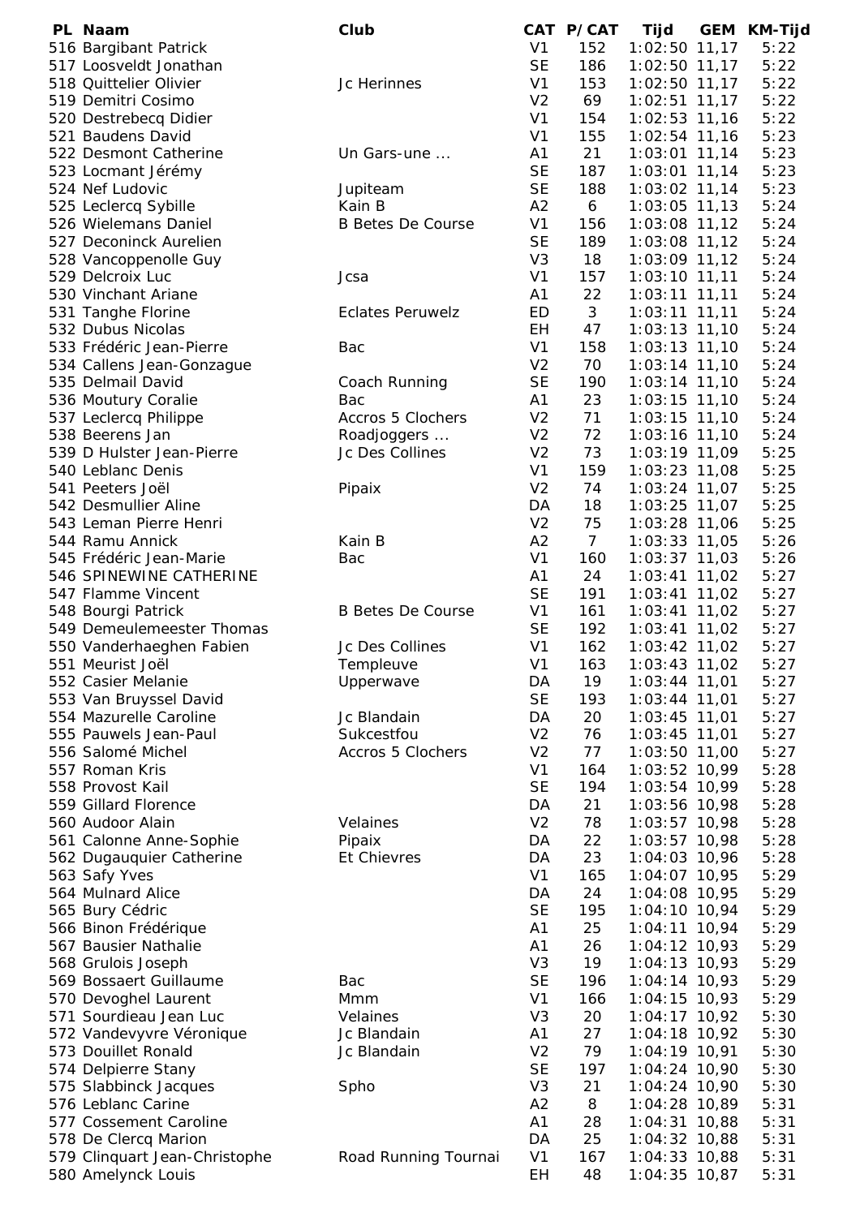| PL | Naam | Club | CAT | P/CAT | Tijd | GEM | KM-Tijd |
|---|---|---|---|---|---|---|---|
| 516 | Bargibant Patrick | | V1 | 152 | 1:02:50 | 11,17 | 5:22 |
| 517 | Loosveldt Jonathan | | SE | 186 | 1:02:50 | 11,17 | 5:22 |
| 518 | Quittelier Olivier | Jc Herinnes | V1 | 153 | 1:02:50 | 11,17 | 5:22 |
| 519 | Demitri Cosimo | | V2 | 69 | 1:02:51 | 11,17 | 5:22 |
| 520 | Destrebecq Didier | | V1 | 154 | 1:02:53 | 11,16 | 5:22 |
| 521 | Baudens David | | V1 | 155 | 1:02:54 | 11,16 | 5:23 |
| 522 | Desmont Catherine | Un Gars-une ... | A1 | 21 | 1:03:01 | 11,14 | 5:23 |
| 523 | Locmant Jérémy | | SE | 187 | 1:03:01 | 11,14 | 5:23 |
| 524 | Nef Ludovic | Jupiteam | SE | 188 | 1:03:02 | 11,14 | 5:23 |
| 525 | Leclercq Sybille | Kain B | A2 | 6 | 1:03:05 | 11,13 | 5:24 |
| 526 | Wielemans Daniel | B Betes De Course | V1 | 156 | 1:03:08 | 11,12 | 5:24 |
| 527 | Deconinck Aurelien | | SE | 189 | 1:03:08 | 11,12 | 5:24 |
| 528 | Vancoppenolle Guy | | V3 | 18 | 1:03:09 | 11,12 | 5:24 |
| 529 | Delcroix Luc | Jcsa | V1 | 157 | 1:03:10 | 11,11 | 5:24 |
| 530 | Vinchant Ariane | | A1 | 22 | 1:03:11 | 11,11 | 5:24 |
| 531 | Tanghe Florine | Eclates Peruwelz | ED | 3 | 1:03:11 | 11,11 | 5:24 |
| 532 | Dubus Nicolas | | EH | 47 | 1:03:13 | 11,10 | 5:24 |
| 533 | Frédéric Jean-Pierre | Bac | V1 | 158 | 1:03:13 | 11,10 | 5:24 |
| 534 | Callens Jean-Gonzague | | V2 | 70 | 1:03:14 | 11,10 | 5:24 |
| 535 | Delmail David | Coach Running | SE | 190 | 1:03:14 | 11,10 | 5:24 |
| 536 | Moutury Coralie | Bac | A1 | 23 | 1:03:15 | 11,10 | 5:24 |
| 537 | Leclercq Philippe | Accros 5 Clochers | V2 | 71 | 1:03:15 | 11,10 | 5:24 |
| 538 | Beerens Jan | Roadjoggers ... | V2 | 72 | 1:03:16 | 11,10 | 5:24 |
| 539 | D Hulster Jean-Pierre | Jc Des Collines | V2 | 73 | 1:03:19 | 11,09 | 5:25 |
| 540 | Leblanc Denis | | V1 | 159 | 1:03:23 | 11,08 | 5:25 |
| 541 | Peeters Joël | Pipaix | V2 | 74 | 1:03:24 | 11,07 | 5:25 |
| 542 | Desmullier Aline | | DA | 18 | 1:03:25 | 11,07 | 5:25 |
| 543 | Leman Pierre Henri | | V2 | 75 | 1:03:28 | 11,06 | 5:25 |
| 544 | Ramu Annick | Kain B | A2 | 7 | 1:03:33 | 11,05 | 5:26 |
| 545 | Frédéric Jean-Marie | Bac | V1 | 160 | 1:03:37 | 11,03 | 5:26 |
| 546 | SPINEWINE CATHERINE | | A1 | 24 | 1:03:41 | 11,02 | 5:27 |
| 547 | Flamme Vincent | | SE | 191 | 1:03:41 | 11,02 | 5:27 |
| 548 | Bourgi Patrick | B Betes De Course | V1 | 161 | 1:03:41 | 11,02 | 5:27 |
| 549 | Demeulemeester Thomas | | SE | 192 | 1:03:41 | 11,02 | 5:27 |
| 550 | Vanderhaeghen Fabien | Jc Des Collines | V1 | 162 | 1:03:42 | 11,02 | 5:27 |
| 551 | Meurist Joël | Templeuve | V1 | 163 | 1:03:43 | 11,02 | 5:27 |
| 552 | Casier Melanie | Upperwave | DA | 19 | 1:03:44 | 11,01 | 5:27 |
| 553 | Van Bruyssel David | | SE | 193 | 1:03:44 | 11,01 | 5:27 |
| 554 | Mazurelle Caroline | Jc Blandain | DA | 20 | 1:03:45 | 11,01 | 5:27 |
| 555 | Pauwels Jean-Paul | Sukcestfou | V2 | 76 | 1:03:45 | 11,01 | 5:27 |
| 556 | Salomé Michel | Accros 5 Clochers | V2 | 77 | 1:03:50 | 11,00 | 5:27 |
| 557 | Roman Kris | | V1 | 164 | 1:03:52 | 10,99 | 5:28 |
| 558 | Provost Kail | | SE | 194 | 1:03:54 | 10,99 | 5:28 |
| 559 | Gillard Florence | | DA | 21 | 1:03:56 | 10,98 | 5:28 |
| 560 | Audoor Alain | Velaines | V2 | 78 | 1:03:57 | 10,98 | 5:28 |
| 561 | Calonne Anne-Sophie | Pipaix | DA | 22 | 1:03:57 | 10,98 | 5:28 |
| 562 | Dugauquier Catherine | Et Chievres | DA | 23 | 1:04:03 | 10,96 | 5:28 |
| 563 | Safy Yves | | V1 | 165 | 1:04:07 | 10,95 | 5:29 |
| 564 | Mulnard Alice | | DA | 24 | 1:04:08 | 10,95 | 5:29 |
| 565 | Bury Cédric | | SE | 195 | 1:04:10 | 10,94 | 5:29 |
| 566 | Binon Frédérique | | A1 | 25 | 1:04:11 | 10,94 | 5:29 |
| 567 | Bausier Nathalie | | A1 | 26 | 1:04:12 | 10,93 | 5:29 |
| 568 | Grulois Joseph | | V3 | 19 | 1:04:13 | 10,93 | 5:29 |
| 569 | Bossaert Guillaume | Bac | SE | 196 | 1:04:14 | 10,93 | 5:29 |
| 570 | Devoghel Laurent | Mmm | V1 | 166 | 1:04:15 | 10,93 | 5:29 |
| 571 | Sourdieau Jean Luc | Velaines | V3 | 20 | 1:04:17 | 10,92 | 5:30 |
| 572 | Vandevyvre Véronique | Jc Blandain | A1 | 27 | 1:04:18 | 10,92 | 5:30 |
| 573 | Douillet Ronald | Jc Blandain | V2 | 79 | 1:04:19 | 10,91 | 5:30 |
| 574 | Delpierre Stany | | SE | 197 | 1:04:24 | 10,90 | 5:30 |
| 575 | Slabbinck Jacques | Spho | V3 | 21 | 1:04:24 | 10,90 | 5:30 |
| 576 | Leblanc Carine | | A2 | 8 | 1:04:28 | 10,89 | 5:31 |
| 577 | Cossement Caroline | | A1 | 28 | 1:04:31 | 10,88 | 5:31 |
| 578 | De Clercq Marion | | DA | 25 | 1:04:32 | 10,88 | 5:31 |
| 579 | Clinquart Jean-Christophe | Road Running Tournai | V1 | 167 | 1:04:33 | 10,88 | 5:31 |
| 580 | Amelynck Louis | | EH | 48 | 1:04:35 | 10,87 | 5:31 |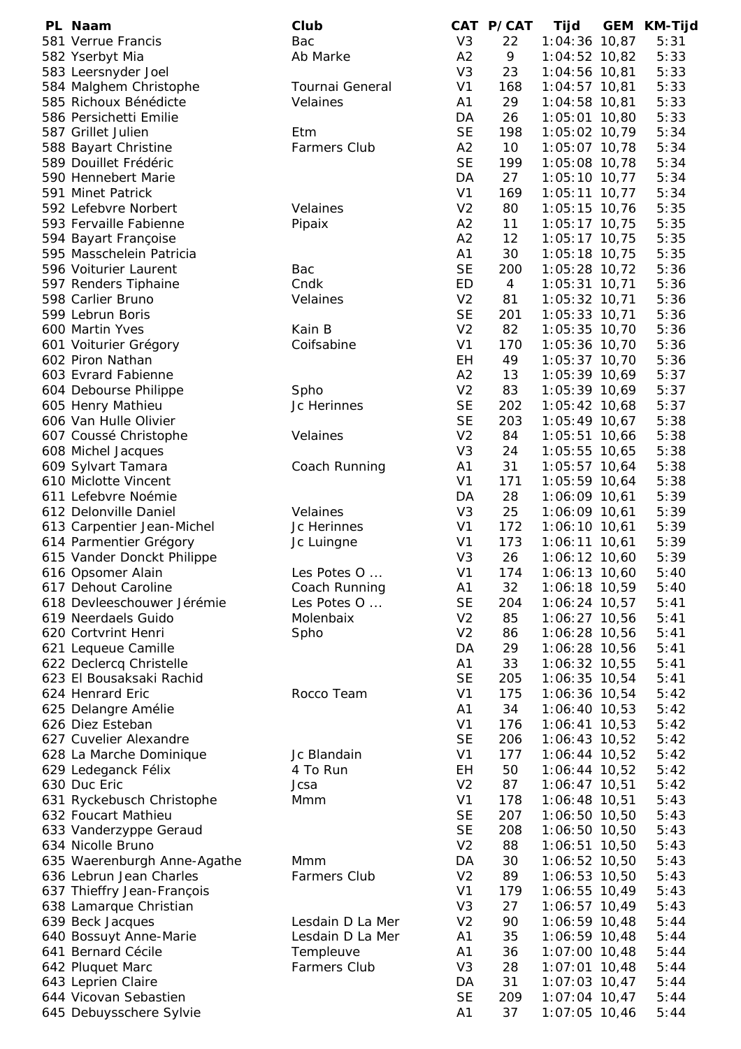| PL | Naam | Club | CAT | P/CAT | Tijd | GEM | KM-Tijd |
|---|---|---|---|---|---|---|---|
| 581 | Verrue Francis | Bac | V3 | 22 | 1:04:36 | 10,87 | 5:31 |
| 582 | Yserbyt Mia | Ab Marke | A2 | 9 | 1:04:52 | 10,82 | 5:33 |
| 583 | Leersnyder Joel | | V3 | 23 | 1:04:56 | 10,81 | 5:33 |
| 584 | Malghem Christophe | Tournai General | V1 | 168 | 1:04:57 | 10,81 | 5:33 |
| 585 | Richoux Bénédicte | Velaines | A1 | 29 | 1:04:58 | 10,81 | 5:33 |
| 586 | Persichetti Emilie | | DA | 26 | 1:05:01 | 10,80 | 5:33 |
| 587 | Grillet Julien | Etm | SE | 198 | 1:05:02 | 10,79 | 5:34 |
| 588 | Bayart Christine | Farmers Club | A2 | 10 | 1:05:07 | 10,78 | 5:34 |
| 589 | Douillet Frédéric | | SE | 199 | 1:05:08 | 10,78 | 5:34 |
| 590 | Hennebert Marie | | DA | 27 | 1:05:10 | 10,77 | 5:34 |
| 591 | Minet Patrick | | V1 | 169 | 1:05:11 | 10,77 | 5:34 |
| 592 | Lefebvre Norbert | Velaines | V2 | 80 | 1:05:15 | 10,76 | 5:35 |
| 593 | Fervaille Fabienne | Pipaix | A2 | 11 | 1:05:17 | 10,75 | 5:35 |
| 594 | Bayart Françoise | | A2 | 12 | 1:05:17 | 10,75 | 5:35 |
| 595 | Masschelein Patricia | | A1 | 30 | 1:05:18 | 10,75 | 5:35 |
| 596 | Voiturier Laurent | Bac | SE | 200 | 1:05:28 | 10,72 | 5:36 |
| 597 | Renders Tiphaine | Cndk | ED | 4 | 1:05:31 | 10,71 | 5:36 |
| 598 | Carlier Bruno | Velaines | V2 | 81 | 1:05:32 | 10,71 | 5:36 |
| 599 | Lebrun Boris | | SE | 201 | 1:05:33 | 10,71 | 5:36 |
| 600 | Martin Yves | Kain B | V2 | 82 | 1:05:35 | 10,70 | 5:36 |
| 601 | Voiturier Grégory | Coifsabine | V1 | 170 | 1:05:36 | 10,70 | 5:36 |
| 602 | Piron Nathan | | EH | 49 | 1:05:37 | 10,70 | 5:36 |
| 603 | Evrard Fabienne | | A2 | 13 | 1:05:39 | 10,69 | 5:37 |
| 604 | Debourse Philippe | Spho | V2 | 83 | 1:05:39 | 10,69 | 5:37 |
| 605 | Henry Mathieu | Jc Herinnes | SE | 202 | 1:05:42 | 10,68 | 5:37 |
| 606 | Van Hulle Olivier | | SE | 203 | 1:05:49 | 10,67 | 5:38 |
| 607 | Coussé Christophe | Velaines | V2 | 84 | 1:05:51 | 10,66 | 5:38 |
| 608 | Michel Jacques | | V3 | 24 | 1:05:55 | 10,65 | 5:38 |
| 609 | Sylvart Tamara | Coach Running | A1 | 31 | 1:05:57 | 10,64 | 5:38 |
| 610 | Miclotte Vincent | | V1 | 171 | 1:05:59 | 10,64 | 5:38 |
| 611 | Lefebvre Noémie | | DA | 28 | 1:06:09 | 10,61 | 5:39 |
| 612 | Delonville Daniel | Velaines | V3 | 25 | 1:06:09 | 10,61 | 5:39 |
| 613 | Carpentier Jean-Michel | Jc Herinnes | V1 | 172 | 1:06:10 | 10,61 | 5:39 |
| 614 | Parmentier Grégory | Jc Luingne | V1 | 173 | 1:06:11 | 10,61 | 5:39 |
| 615 | Vander Donckt Philippe | | V3 | 26 | 1:06:12 | 10,60 | 5:39 |
| 616 | Opsomer Alain | Les Potes O ... | V1 | 174 | 1:06:13 | 10,60 | 5:40 |
| 617 | Dehout Caroline | Coach Running | A1 | 32 | 1:06:18 | 10,59 | 5:40 |
| 618 | Devleeschouwer Jérémie | Les Potes O ... | SE | 204 | 1:06:24 | 10,57 | 5:41 |
| 619 | Neerdaels Guido | Molenbaix | V2 | 85 | 1:06:27 | 10,56 | 5:41 |
| 620 | Cortvrint Henri | Spho | V2 | 86 | 1:06:28 | 10,56 | 5:41 |
| 621 | Lequeue Camille | | DA | 29 | 1:06:28 | 10,56 | 5:41 |
| 622 | Declercq Christelle | | A1 | 33 | 1:06:32 | 10,55 | 5:41 |
| 623 | El Bousaksaki Rachid | | SE | 205 | 1:06:35 | 10,54 | 5:41 |
| 624 | Henrard Eric | Rocco Team | V1 | 175 | 1:06:36 | 10,54 | 5:42 |
| 625 | Delangre Amélie | | A1 | 34 | 1:06:40 | 10,53 | 5:42 |
| 626 | Diez Esteban | | V1 | 176 | 1:06:41 | 10,53 | 5:42 |
| 627 | Cuvelier Alexandre | | SE | 206 | 1:06:43 | 10,52 | 5:42 |
| 628 | La Marche Dominique | Jc Blandain | V1 | 177 | 1:06:44 | 10,52 | 5:42 |
| 629 | Ledeganck Félix | 4 To Run | EH | 50 | 1:06:44 | 10,52 | 5:42 |
| 630 | Duc Eric | Jcsa | V2 | 87 | 1:06:47 | 10,51 | 5:42 |
| 631 | Ryckebusch Christophe | Mmm | V1 | 178 | 1:06:48 | 10,51 | 5:43 |
| 632 | Foucart Mathieu | | SE | 207 | 1:06:50 | 10,50 | 5:43 |
| 633 | Vanderzyppe Geraud | | SE | 208 | 1:06:50 | 10,50 | 5:43 |
| 634 | Nicolle Bruno | | V2 | 88 | 1:06:51 | 10,50 | 5:43 |
| 635 | Waerenburgh Anne-Agathe | Mmm | DA | 30 | 1:06:52 | 10,50 | 5:43 |
| 636 | Lebrun Jean Charles | Farmers Club | V2 | 89 | 1:06:53 | 10,50 | 5:43 |
| 637 | Thieffry Jean-François | | V1 | 179 | 1:06:55 | 10,49 | 5:43 |
| 638 | Lamarque Christian | | V3 | 27 | 1:06:57 | 10,49 | 5:43 |
| 639 | Beck Jacques | Lesdain D La Mer | V2 | 90 | 1:06:59 | 10,48 | 5:44 |
| 640 | Bossuyt Anne-Marie | Lesdain D La Mer | A1 | 35 | 1:06:59 | 10,48 | 5:44 |
| 641 | Bernard Cécile | Templeuve | A1 | 36 | 1:07:00 | 10,48 | 5:44 |
| 642 | Pluquet Marc | Farmers Club | V3 | 28 | 1:07:01 | 10,48 | 5:44 |
| 643 | Leprien Claire | | DA | 31 | 1:07:03 | 10,47 | 5:44 |
| 644 | Vicovan Sebastien | | SE | 209 | 1:07:04 | 10,47 | 5:44 |
| 645 | Debuysschere Sylvie | | A1 | 37 | 1:07:05 | 10,46 | 5:44 |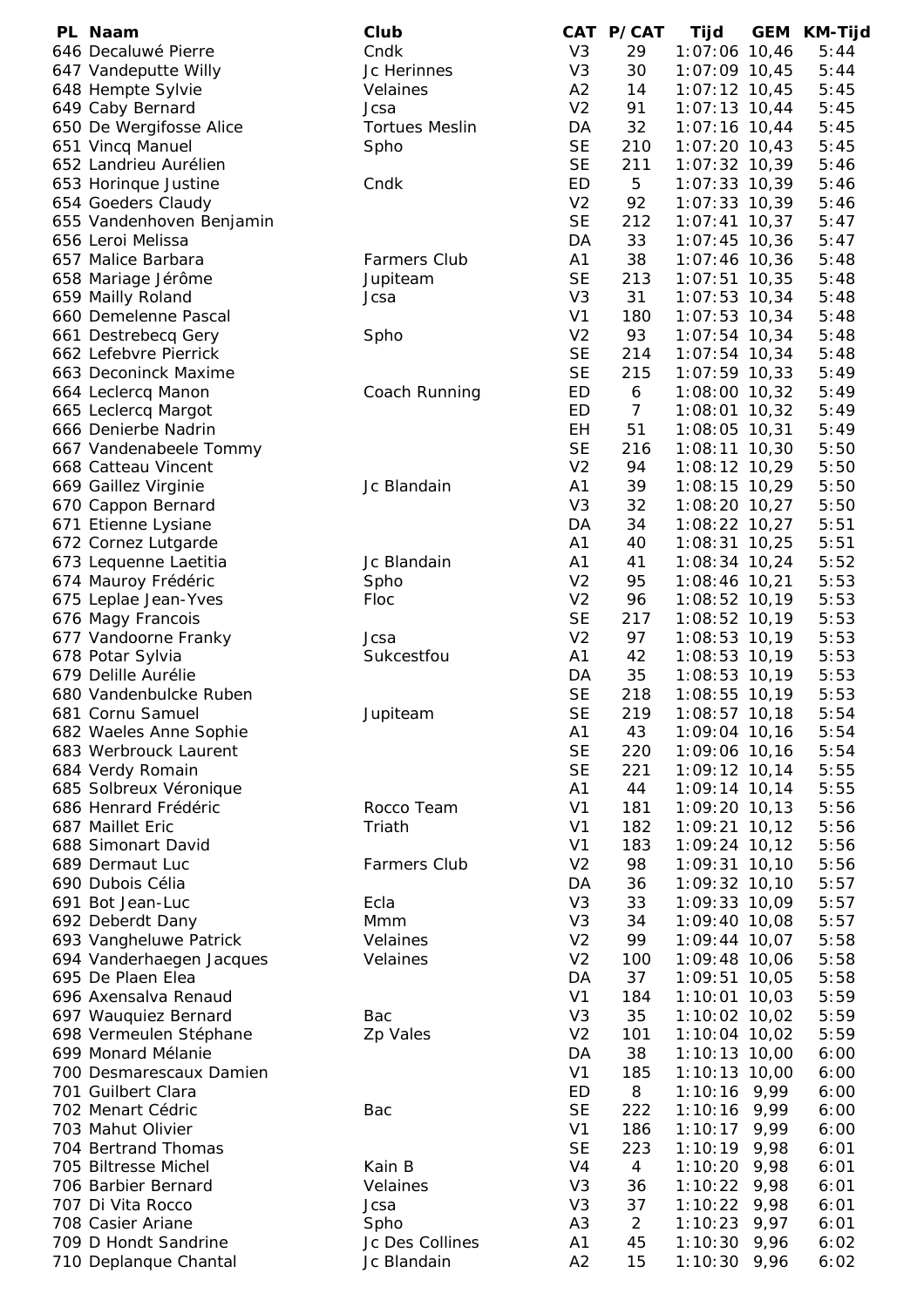| PL | Naam | Club | CAT | P/CAT | Tijd | GEM | KM-Tijd |
|---|---|---|---|---|---|---|---|
| 646 | Decaluwé Pierre | Cndk | V3 | 29 | 1:07:06 | 10,46 | 5:44 |
| 647 | Vandeputte Willy | Jc Herinnes | V3 | 30 | 1:07:09 | 10,45 | 5:44 |
| 648 | Hempte Sylvie | Velaines | A2 | 14 | 1:07:12 | 10,45 | 5:45 |
| 649 | Caby Bernard | Jcsa | V2 | 91 | 1:07:13 | 10,44 | 5:45 |
| 650 | De Wergifosse Alice | Tortues Meslin | DA | 32 | 1:07:16 | 10,44 | 5:45 |
| 651 | Vincq Manuel | Spho | SE | 210 | 1:07:20 | 10,43 | 5:45 |
| 652 | Landrieu Aurélien | | SE | 211 | 1:07:32 | 10,39 | 5:46 |
| 653 | Horinque Justine | Cndk | ED | 5 | 1:07:33 | 10,39 | 5:46 |
| 654 | Goeders Claudy | | V2 | 92 | 1:07:33 | 10,39 | 5:46 |
| 655 | Vandenhoven Benjamin | | SE | 212 | 1:07:41 | 10,37 | 5:47 |
| 656 | Leroi Melissa | | DA | 33 | 1:07:45 | 10,36 | 5:47 |
| 657 | Malice Barbara | Farmers Club | A1 | 38 | 1:07:46 | 10,36 | 5:48 |
| 658 | Mariage Jérôme | Jupiteam | SE | 213 | 1:07:51 | 10,35 | 5:48 |
| 659 | Mailly Roland | Jcsa | V3 | 31 | 1:07:53 | 10,34 | 5:48 |
| 660 | Demelenne Pascal | | V1 | 180 | 1:07:53 | 10,34 | 5:48 |
| 661 | Destrebecq Gery | Spho | V2 | 93 | 1:07:54 | 10,34 | 5:48 |
| 662 | Lefebvre Pierrick | | SE | 214 | 1:07:54 | 10,34 | 5:48 |
| 663 | Deconinck Maxime | | SE | 215 | 1:07:59 | 10,33 | 5:49 |
| 664 | Leclercq Manon | Coach Running | ED | 6 | 1:08:00 | 10,32 | 5:49 |
| 665 | Leclercq Margot | | ED | 7 | 1:08:01 | 10,32 | 5:49 |
| 666 | Denierbe Nadrin | | EH | 51 | 1:08:05 | 10,31 | 5:49 |
| 667 | Vandenabeele Tommy | | SE | 216 | 1:08:11 | 10,30 | 5:50 |
| 668 | Catteau Vincent | | V2 | 94 | 1:08:12 | 10,29 | 5:50 |
| 669 | Gaillez Virginie | Jc Blandain | A1 | 39 | 1:08:15 | 10,29 | 5:50 |
| 670 | Cappon Bernard | | V3 | 32 | 1:08:20 | 10,27 | 5:50 |
| 671 | Etienne Lysiane | | DA | 34 | 1:08:22 | 10,27 | 5:51 |
| 672 | Cornez Lutgarde | | A1 | 40 | 1:08:31 | 10,25 | 5:51 |
| 673 | Lequenne Laetitia | Jc Blandain | A1 | 41 | 1:08:34 | 10,24 | 5:52 |
| 674 | Mauroy Frédéric | Spho | V2 | 95 | 1:08:46 | 10,21 | 5:53 |
| 675 | Leplae Jean-Yves | Floc | V2 | 96 | 1:08:52 | 10,19 | 5:53 |
| 676 | Magy Francois | | SE | 217 | 1:08:52 | 10,19 | 5:53 |
| 677 | Vandoorne Franky | Jcsa | V2 | 97 | 1:08:53 | 10,19 | 5:53 |
| 678 | Potar Sylvia | Sukcestfou | A1 | 42 | 1:08:53 | 10,19 | 5:53 |
| 679 | Delille Aurélie | | DA | 35 | 1:08:53 | 10,19 | 5:53 |
| 680 | Vandenbulcke Ruben | | SE | 218 | 1:08:55 | 10,19 | 5:53 |
| 681 | Cornu Samuel | Jupiteam | SE | 219 | 1:08:57 | 10,18 | 5:54 |
| 682 | Waeles Anne Sophie | | A1 | 43 | 1:09:04 | 10,16 | 5:54 |
| 683 | Werbrouck Laurent | | SE | 220 | 1:09:06 | 10,16 | 5:54 |
| 684 | Verdy Romain | | SE | 221 | 1:09:12 | 10,14 | 5:55 |
| 685 | Solbreux Véronique | | A1 | 44 | 1:09:14 | 10,14 | 5:55 |
| 686 | Henrard Frédéric | Rocco Team | V1 | 181 | 1:09:20 | 10,13 | 5:56 |
| 687 | Maillet Eric | Triath | V1 | 182 | 1:09:21 | 10,12 | 5:56 |
| 688 | Simonart David | | V1 | 183 | 1:09:24 | 10,12 | 5:56 |
| 689 | Dermaut Luc | Farmers Club | V2 | 98 | 1:09:31 | 10,10 | 5:56 |
| 690 | Dubois Célia | | DA | 36 | 1:09:32 | 10,10 | 5:57 |
| 691 | Bot Jean-Luc | Ecla | V3 | 33 | 1:09:33 | 10,09 | 5:57 |
| 692 | Deberdt Dany | Mmm | V3 | 34 | 1:09:40 | 10,08 | 5:57 |
| 693 | Vangheluwe Patrick | Velaines | V2 | 99 | 1:09:44 | 10,07 | 5:58 |
| 694 | Vanderhaegen Jacques | Velaines | V2 | 100 | 1:09:48 | 10,06 | 5:58 |
| 695 | De Plaen Elea | | DA | 37 | 1:09:51 | 10,05 | 5:58 |
| 696 | Axensalva Renaud | | V1 | 184 | 1:10:01 | 10,03 | 5:59 |
| 697 | Wauquiez Bernard | Bac | V3 | 35 | 1:10:02 | 10,02 | 5:59 |
| 698 | Vermeulen Stéphane | Zp Vales | V2 | 101 | 1:10:04 | 10,02 | 5:59 |
| 699 | Monard Mélanie | | DA | 38 | 1:10:13 | 10,00 | 6:00 |
| 700 | Desmarescaux Damien | | V1 | 185 | 1:10:13 | 10,00 | 6:00 |
| 701 | Guilbert Clara | | ED | 8 | 1:10:16 | 9,99 | 6:00 |
| 702 | Menart Cédric | Bac | SE | 222 | 1:10:16 | 9,99 | 6:00 |
| 703 | Mahut Olivier | | V1 | 186 | 1:10:17 | 9,99 | 6:00 |
| 704 | Bertrand Thomas | | SE | 223 | 1:10:19 | 9,98 | 6:01 |
| 705 | Biltresse Michel | Kain B | V4 | 4 | 1:10:20 | 9,98 | 6:01 |
| 706 | Barbier Bernard | Velaines | V3 | 36 | 1:10:22 | 9,98 | 6:01 |
| 707 | Di Vita Rocco | Jcsa | V3 | 37 | 1:10:22 | 9,98 | 6:01 |
| 708 | Casier Ariane | Spho | A3 | 2 | 1:10:23 | 9,97 | 6:01 |
| 709 | D Hondt Sandrine | Jc Des Collines | A1 | 45 | 1:10:30 | 9,96 | 6:02 |
| 710 | Deplanque Chantal | Jc Blandain | A2 | 15 | 1:10:30 | 9,96 | 6:02 |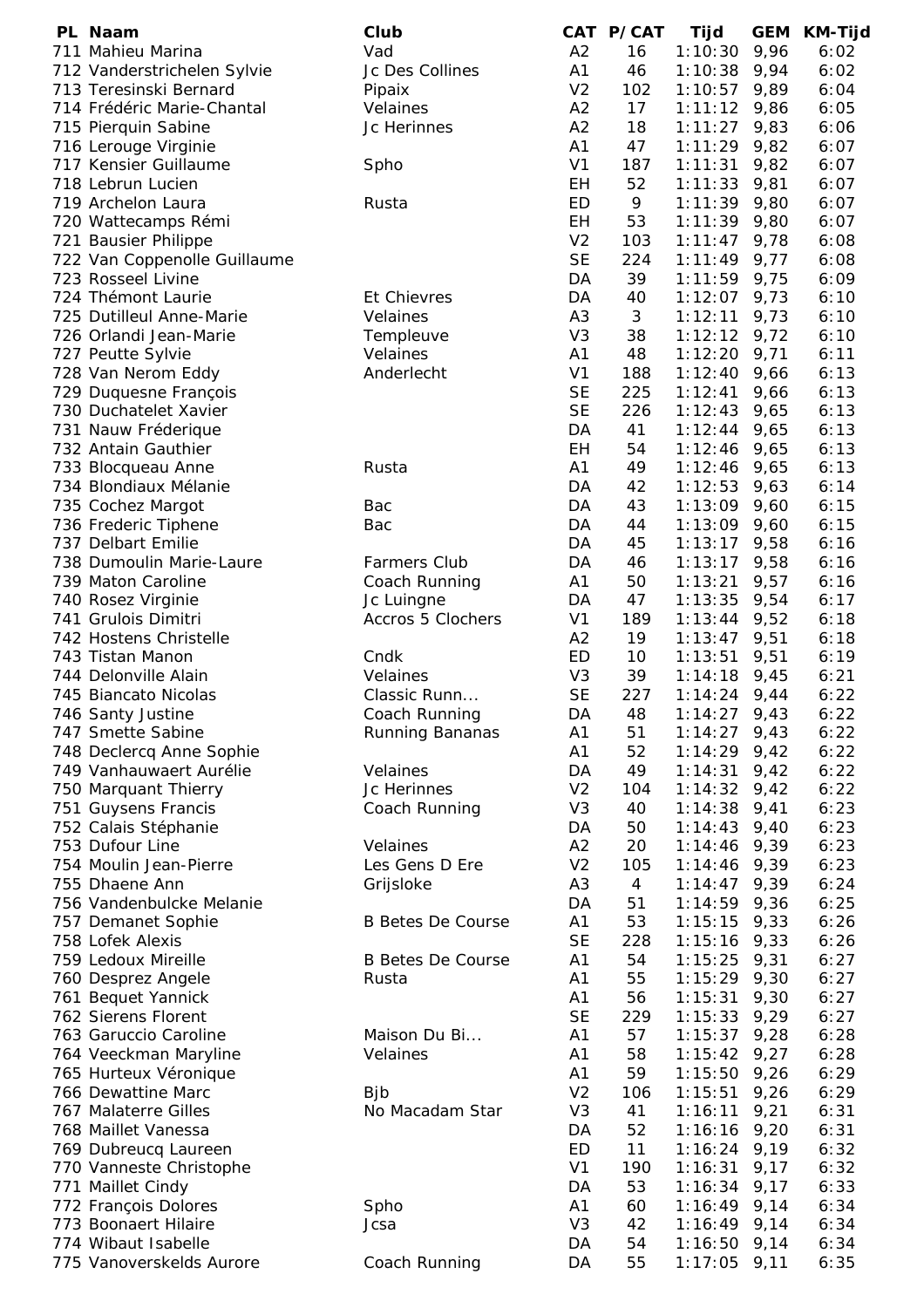| PL | Naam | Club | CAT | P/CAT | Tijd | GEM | KM-Tijd |
|---|---|---|---|---|---|---|---|
| 711 | Mahieu Marina | Vad | A2 | 16 | 1:10:30 | 9,96 | 6:02 |
| 712 | Vanderstrichelen Sylvie | Jc Des Collines | A1 | 46 | 1:10:38 | 9,94 | 6:02 |
| 713 | Teresinski Bernard | Pipaix | V2 | 102 | 1:10:57 | 9,89 | 6:04 |
| 714 | Frédéric Marie-Chantal | Velaines | A2 | 17 | 1:11:12 | 9,86 | 6:05 |
| 715 | Pierquin Sabine | Jc Herinnes | A2 | 18 | 1:11:27 | 9,83 | 6:06 |
| 716 | Lerouge Virginie | | A1 | 47 | 1:11:29 | 9,82 | 6:07 |
| 717 | Kensier Guillaume | Spho | V1 | 187 | 1:11:31 | 9,82 | 6:07 |
| 718 | Lebrun Lucien | | EH | 52 | 1:11:33 | 9,81 | 6:07 |
| 719 | Archelon Laura | Rusta | ED | 9 | 1:11:39 | 9,80 | 6:07 |
| 720 | Wattecamps Rémi | | EH | 53 | 1:11:39 | 9,80 | 6:07 |
| 721 | Bausier Philippe | | V2 | 103 | 1:11:47 | 9,78 | 6:08 |
| 722 | Van Coppenolle Guillaume | | SE | 224 | 1:11:49 | 9,77 | 6:08 |
| 723 | Rosseel Livine | | DA | 39 | 1:11:59 | 9,75 | 6:09 |
| 724 | Thémont Laurie | Et Chievres | DA | 40 | 1:12:07 | 9,73 | 6:10 |
| 725 | Dutilleul Anne-Marie | Velaines | A3 | 3 | 1:12:11 | 9,73 | 6:10 |
| 726 | Orlandi Jean-Marie | Templeuve | V3 | 38 | 1:12:12 | 9,72 | 6:10 |
| 727 | Peutte Sylvie | Velaines | A1 | 48 | 1:12:20 | 9,71 | 6:11 |
| 728 | Van Nerom Eddy | Anderlecht | V1 | 188 | 1:12:40 | 9,66 | 6:13 |
| 729 | Duquesne François | | SE | 225 | 1:12:41 | 9,66 | 6:13 |
| 730 | Duchatelet Xavier | | SE | 226 | 1:12:43 | 9,65 | 6:13 |
| 731 | Nauw Fréderique | | DA | 41 | 1:12:44 | 9,65 | 6:13 |
| 732 | Antain Gauthier | | EH | 54 | 1:12:46 | 9,65 | 6:13 |
| 733 | Blocqueau Anne | Rusta | A1 | 49 | 1:12:46 | 9,65 | 6:13 |
| 734 | Blondiaux Mélanie | | DA | 42 | 1:12:53 | 9,63 | 6:14 |
| 735 | Cochez Margot | Bac | DA | 43 | 1:13:09 | 9,60 | 6:15 |
| 736 | Frederic Tiphene | Bac | DA | 44 | 1:13:09 | 9,60 | 6:15 |
| 737 | Delbart Emilie | | DA | 45 | 1:13:17 | 9,58 | 6:16 |
| 738 | Dumoulin Marie-Laure | Farmers Club | DA | 46 | 1:13:17 | 9,58 | 6:16 |
| 739 | Maton Caroline | Coach Running | A1 | 50 | 1:13:21 | 9,57 | 6:16 |
| 740 | Rosez Virginie | Jc Luingne | DA | 47 | 1:13:35 | 9,54 | 6:17 |
| 741 | Grulois Dimitri | Accros 5 Clochers | V1 | 189 | 1:13:44 | 9,52 | 6:18 |
| 742 | Hostens Christelle | | A2 | 19 | 1:13:47 | 9,51 | 6:18 |
| 743 | Tistan Manon | Cndk | ED | 10 | 1:13:51 | 9,51 | 6:19 |
| 744 | Delonville Alain | Velaines | V3 | 39 | 1:14:18 | 9,45 | 6:21 |
| 745 | Biancato Nicolas | Classic Runn... | SE | 227 | 1:14:24 | 9,44 | 6:22 |
| 746 | Santy Justine | Coach Running | DA | 48 | 1:14:27 | 9,43 | 6:22 |
| 747 | Smette Sabine | Running Bananas | A1 | 51 | 1:14:27 | 9,43 | 6:22 |
| 748 | Declercq Anne Sophie | | A1 | 52 | 1:14:29 | 9,42 | 6:22 |
| 749 | Vanhauwaert Aurélie | Velaines | DA | 49 | 1:14:31 | 9,42 | 6:22 |
| 750 | Marquant Thierry | Jc Herinnes | V2 | 104 | 1:14:32 | 9,42 | 6:22 |
| 751 | Guysens Francis | Coach Running | V3 | 40 | 1:14:38 | 9,41 | 6:23 |
| 752 | Calais Stéphanie | | DA | 50 | 1:14:43 | 9,40 | 6:23 |
| 753 | Dufour Line | Velaines | A2 | 20 | 1:14:46 | 9,39 | 6:23 |
| 754 | Moulin Jean-Pierre | Les Gens D Ere | V2 | 105 | 1:14:46 | 9,39 | 6:23 |
| 755 | Dhaene Ann | Grijsloke | A3 | 4 | 1:14:47 | 9,39 | 6:24 |
| 756 | Vandenbulcke Melanie | | DA | 51 | 1:14:59 | 9,36 | 6:25 |
| 757 | Demanet Sophie | B Betes De Course | A1 | 53 | 1:15:15 | 9,33 | 6:26 |
| 758 | Lofek Alexis | | SE | 228 | 1:15:16 | 9,33 | 6:26 |
| 759 | Ledoux Mireille | B Betes De Course | A1 | 54 | 1:15:25 | 9,31 | 6:27 |
| 760 | Desprez Angele | Rusta | A1 | 55 | 1:15:29 | 9,30 | 6:27 |
| 761 | Bequet Yannick | | A1 | 56 | 1:15:31 | 9,30 | 6:27 |
| 762 | Sierens Florent | | SE | 229 | 1:15:33 | 9,29 | 6:27 |
| 763 | Garuccio Caroline | Maison Du Bi... | A1 | 57 | 1:15:37 | 9,28 | 6:28 |
| 764 | Veeckman Maryline | Velaines | A1 | 58 | 1:15:42 | 9,27 | 6:28 |
| 765 | Hurteux Véronique | | A1 | 59 | 1:15:50 | 9,26 | 6:29 |
| 766 | Dewattine Marc | Bjb | V2 | 106 | 1:15:51 | 9,26 | 6:29 |
| 767 | Malaterre Gilles | No Macadam Star | V3 | 41 | 1:16:11 | 9,21 | 6:31 |
| 768 | Maillet Vanessa | | DA | 52 | 1:16:16 | 9,20 | 6:31 |
| 769 | Dubreucq Laureen | | ED | 11 | 1:16:24 | 9,19 | 6:32 |
| 770 | Vanneste Christophe | | V1 | 190 | 1:16:31 | 9,17 | 6:32 |
| 771 | Maillet Cindy | | DA | 53 | 1:16:34 | 9,17 | 6:33 |
| 772 | François Dolores | Spho | A1 | 60 | 1:16:49 | 9,14 | 6:34 |
| 773 | Boonaert Hilaire | Jcsa | V3 | 42 | 1:16:49 | 9,14 | 6:34 |
| 774 | Wibaut Isabelle | | DA | 54 | 1:16:50 | 9,14 | 6:34 |
| 775 | Vanoverskelds Aurore | Coach Running | DA | 55 | 1:17:05 | 9,11 | 6:35 |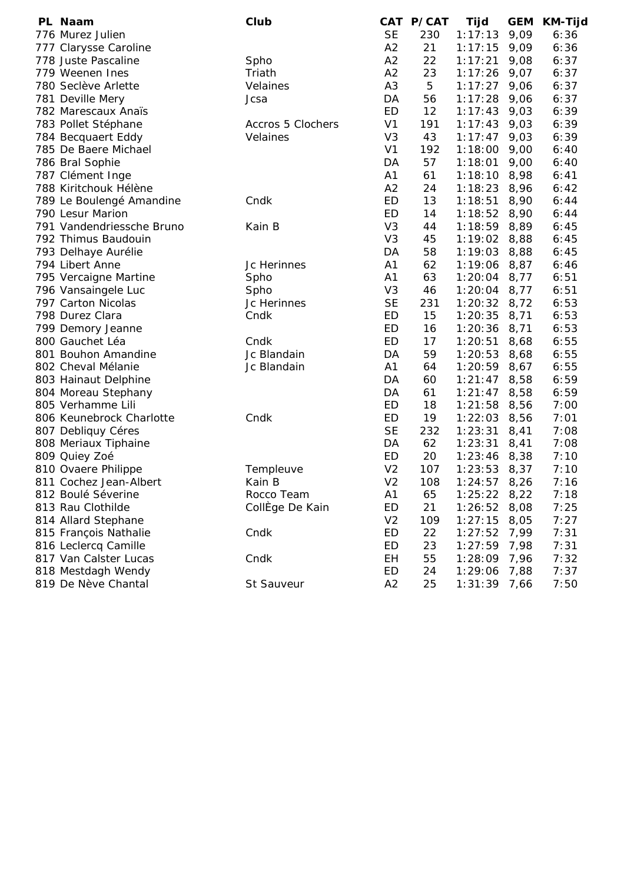| PL | Naam | Club | CAT | P/CAT | Tijd | GEM | KM-Tijd |
|---|---|---|---|---|---|---|---|
| 776 | Murez Julien | | SE | 230 | 1:17:13 | 9,09 | 6:36 |
| 777 | Clarysse Caroline | | A2 | 21 | 1:17:15 | 9,09 | 6:36 |
| 778 | Juste Pascaline | Spho | A2 | 22 | 1:17:21 | 9,08 | 6:37 |
| 779 | Weenen Ines | Triath | A2 | 23 | 1:17:26 | 9,07 | 6:37 |
| 780 | Seclève Arlette | Velaines | A3 | 5 | 1:17:27 | 9,06 | 6:37 |
| 781 | Deville Mery | Jcsa | DA | 56 | 1:17:28 | 9,06 | 6:37 |
| 782 | Marescaux Anaïs | | ED | 12 | 1:17:43 | 9,03 | 6:39 |
| 783 | Pollet Stéphane | Accros 5 Clochers | V1 | 191 | 1:17:43 | 9,03 | 6:39 |
| 784 | Becquaert Eddy | Velaines | V3 | 43 | 1:17:47 | 9,03 | 6:39 |
| 785 | De Baere Michael | | V1 | 192 | 1:18:00 | 9,00 | 6:40 |
| 786 | Bral Sophie | | DA | 57 | 1:18:01 | 9,00 | 6:40 |
| 787 | Clément Inge | | A1 | 61 | 1:18:10 | 8,98 | 6:41 |
| 788 | Kiritchouk Hélène | | A2 | 24 | 1:18:23 | 8,96 | 6:42 |
| 789 | Le Boulengé Amandine | Cndk | ED | 13 | 1:18:51 | 8,90 | 6:44 |
| 790 | Lesur Marion | | ED | 14 | 1:18:52 | 8,90 | 6:44 |
| 791 | Vandendriessche Bruno | Kain B | V3 | 44 | 1:18:59 | 8,89 | 6:45 |
| 792 | Thimus Baudouin | | V3 | 45 | 1:19:02 | 8,88 | 6:45 |
| 793 | Delhaye Aurélie | | DA | 58 | 1:19:03 | 8,88 | 6:45 |
| 794 | Libert Anne | Jc Herinnes | A1 | 62 | 1:19:06 | 8,87 | 6:46 |
| 795 | Vercaigne Martine | Spho | A1 | 63 | 1:20:04 | 8,77 | 6:51 |
| 796 | Vansaingele Luc | Spho | V3 | 46 | 1:20:04 | 8,77 | 6:51 |
| 797 | Carton Nicolas | Jc Herinnes | SE | 231 | 1:20:32 | 8,72 | 6:53 |
| 798 | Durez Clara | Cndk | ED | 15 | 1:20:35 | 8,71 | 6:53 |
| 799 | Demory Jeanne | | ED | 16 | 1:20:36 | 8,71 | 6:53 |
| 800 | Gauchet Léa | Cndk | ED | 17 | 1:20:51 | 8,68 | 6:55 |
| 801 | Bouhon Amandine | Jc Blandain | DA | 59 | 1:20:53 | 8,68 | 6:55 |
| 802 | Cheval Mélanie | Jc Blandain | A1 | 64 | 1:20:59 | 8,67 | 6:55 |
| 803 | Hainaut Delphine | | DA | 60 | 1:21:47 | 8,58 | 6:59 |
| 804 | Moreau Stephany | | DA | 61 | 1:21:47 | 8,58 | 6:59 |
| 805 | Verhamme Lili | | ED | 18 | 1:21:58 | 8,56 | 7:00 |
| 806 | Keunebrock Charlotte | Cndk | ED | 19 | 1:22:03 | 8,56 | 7:01 |
| 807 | Debliquy Céres | | SE | 232 | 1:23:31 | 8,41 | 7:08 |
| 808 | Meriaux Tiphaine | | DA | 62 | 1:23:31 | 8,41 | 7:08 |
| 809 | Quiey Zoé | | ED | 20 | 1:23:46 | 8,38 | 7:10 |
| 810 | Ovaere Philippe | Templeuve | V2 | 107 | 1:23:53 | 8,37 | 7:10 |
| 811 | Cochez Jean-Albert | Kain B | V2 | 108 | 1:24:57 | 8,26 | 7:16 |
| 812 | Boulé Séverine | Rocco Team | A1 | 65 | 1:25:22 | 8,22 | 7:18 |
| 813 | Rau Clothilde | CollÈge De Kain | ED | 21 | 1:26:52 | 8,08 | 7:25 |
| 814 | Allard Stephane | | V2 | 109 | 1:27:15 | 8,05 | 7:27 |
| 815 | François Nathalie | Cndk | ED | 22 | 1:27:52 | 7,99 | 7:31 |
| 816 | Leclercq Camille | | ED | 23 | 1:27:59 | 7,98 | 7:31 |
| 817 | Van Calster Lucas | Cndk | EH | 55 | 1:28:09 | 7,96 | 7:32 |
| 818 | Mestdagh Wendy | | ED | 24 | 1:29:06 | 7,88 | 7:37 |
| 819 | De Nève Chantal | St Sauveur | A2 | 25 | 1:31:39 | 7,66 | 7:50 |